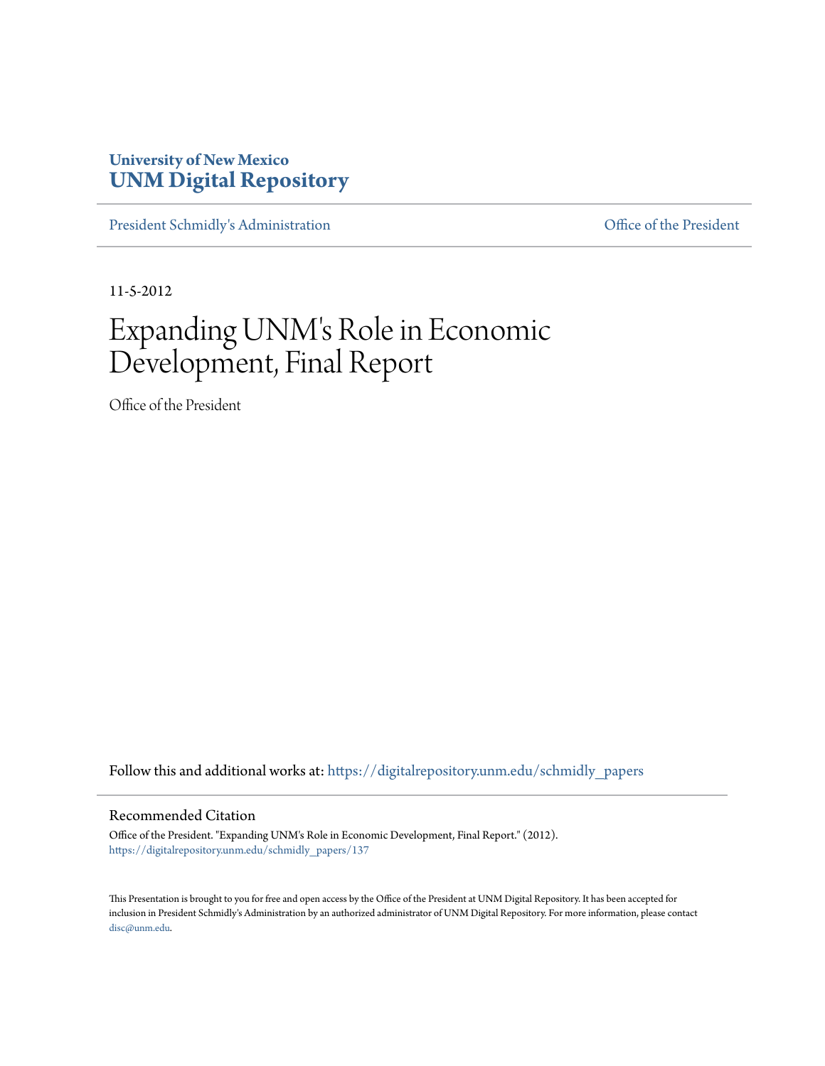University of New Mexico
**UNM Digital Repository**

President Schmidly's Administration | Office of the President

11-5-2012

# Expanding UNM's Role in Economic Development, Final Report

Office of the President

Follow this and additional works at: https://digitalrepository.unm.edu/schmidly_papers

## Recommended Citation

Office of the President. "Expanding UNM's Role in Economic Development, Final Report." (2012).
https://digitalrepository.unm.edu/schmidly_papers/137

This Presentation is brought to you for free and open access by the Office of the President at UNM Digital Repository. It has been accepted for inclusion in President Schmidly's Administration by an authorized administrator of UNM Digital Repository. For more information, please contact disc@unm.edu.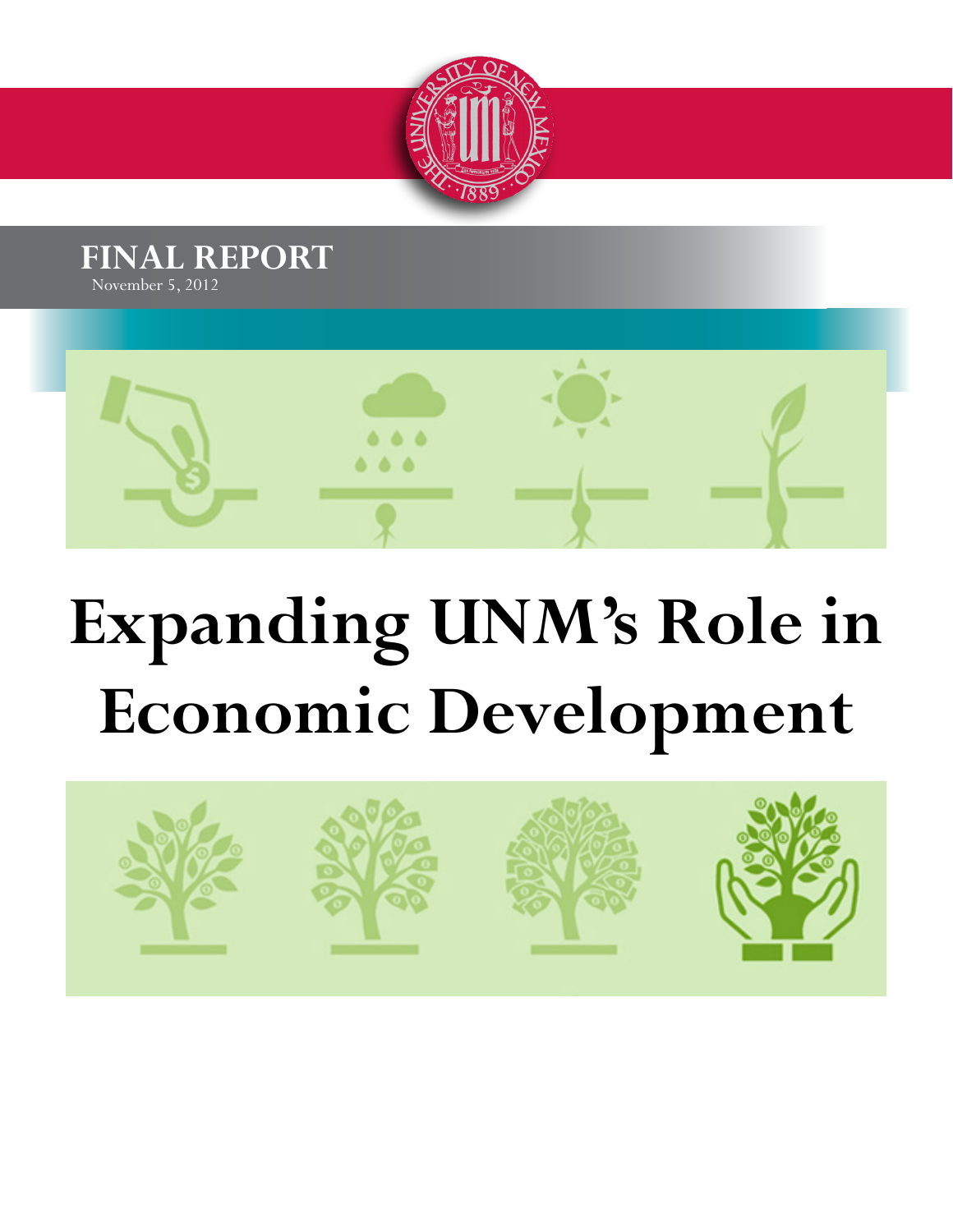**FINAL REPORT**

November 5, 2012

# Expanding UNM's Role in Economic Development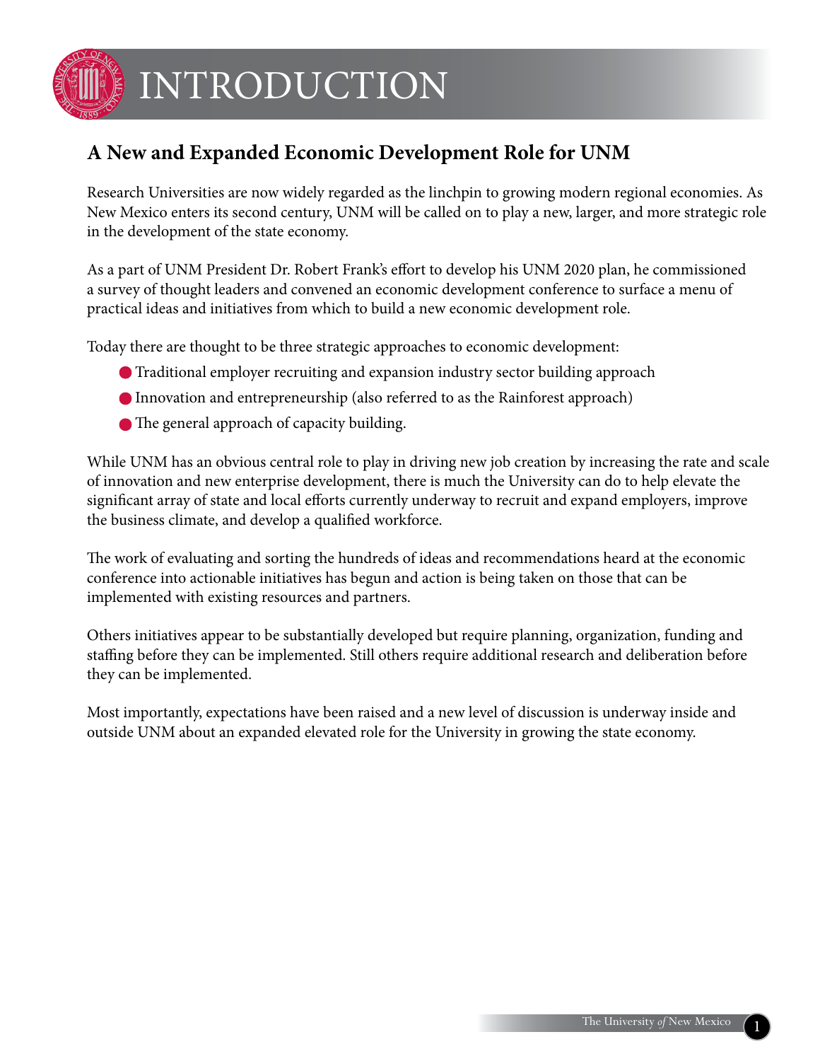# INTRODUCTION

## A New and Expanded Economic Development Role for UNM

Research Universities are now widely regarded as the linchpin to growing modern regional economies. As New Mexico enters its second century, UNM will be called on to play a new, larger, and more strategic role in the development of the state economy.

As a part of UNM President Dr. Robert Frank's effort to develop his UNM 2020 plan, he commissioned a survey of thought leaders and convened an economic development conference to surface a menu of practical ideas and initiatives from which to build a new economic development role.

Today there are thought to be three strategic approaches to economic development:

- Traditional employer recruiting and expansion industry sector building approach
- Innovation and entrepreneurship (also referred to as the Rainforest approach)
- The general approach of capacity building.

While UNM has an obvious central role to play in driving new job creation by increasing the rate and scale of innovation and new enterprise development, there is much the University can do to help elevate the significant array of state and local efforts currently underway to recruit and expand employers, improve the business climate, and develop a qualified workforce.

The work of evaluating and sorting the hundreds of ideas and recommendations heard at the economic conference into actionable initiatives has begun and action is being taken on those that can be implemented with existing resources and partners.

Others initiatives appear to be substantially developed but require planning, organization, funding and staffing before they can be implemented. Still others require additional research and deliberation before they can be implemented.

Most importantly, expectations have been raised and a new level of discussion is underway inside and outside UNM about an expanded elevated role for the University in growing the state economy.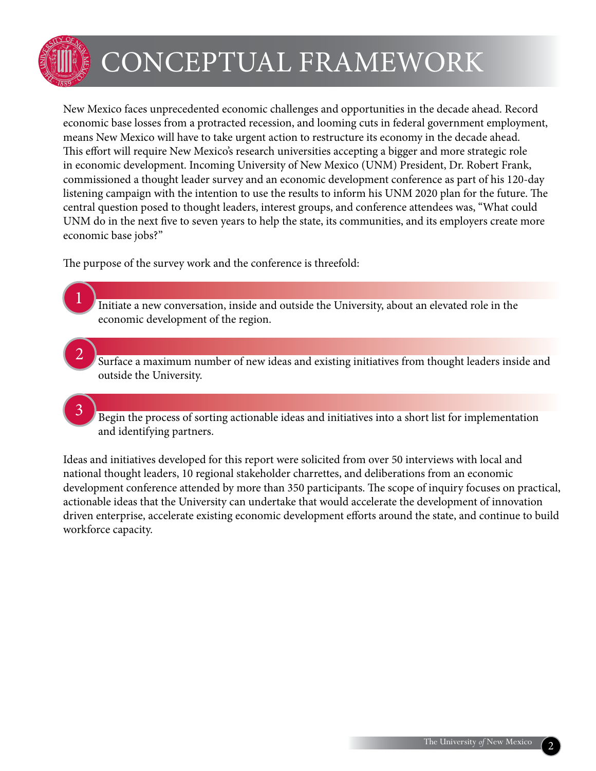# CONCEPTUAL FRAMEWORK

New Mexico faces unprecedented economic challenges and opportunities in the decade ahead. Record economic base losses from a protracted recession, and looming cuts in federal government employment, means New Mexico will have to take urgent action to restructure its economy in the decade ahead. This effort will require New Mexico's research universities accepting a bigger and more strategic role in economic development. Incoming University of New Mexico (UNM) President, Dr. Robert Frank, commissioned a thought leader survey and an economic development conference as part of his 120-day listening campaign with the intention to use the results to inform his UNM 2020 plan for the future. The central question posed to thought leaders, interest groups, and conference attendees was, "What could UNM do in the next five to seven years to help the state, its communities, and its employers create more economic base jobs?"

The purpose of the survey work and the conference is threefold:

1. Initiate a new conversation, inside and outside the University, about an elevated role in the economic development of the region.

2. Surface a maximum number of new ideas and existing initiatives from thought leaders inside and outside the University.

3. Begin the process of sorting actionable ideas and initiatives into a short list for implementation and identifying partners.

Ideas and initiatives developed for this report were solicited from over 50 interviews with local and national thought leaders, 10 regional stakeholder charrettes, and deliberations from an economic development conference attended by more than 350 participants. The scope of inquiry focuses on practical, actionable ideas that the University can undertake that would accelerate the development of innovation driven enterprise, accelerate existing economic development efforts around the state, and continue to build workforce capacity.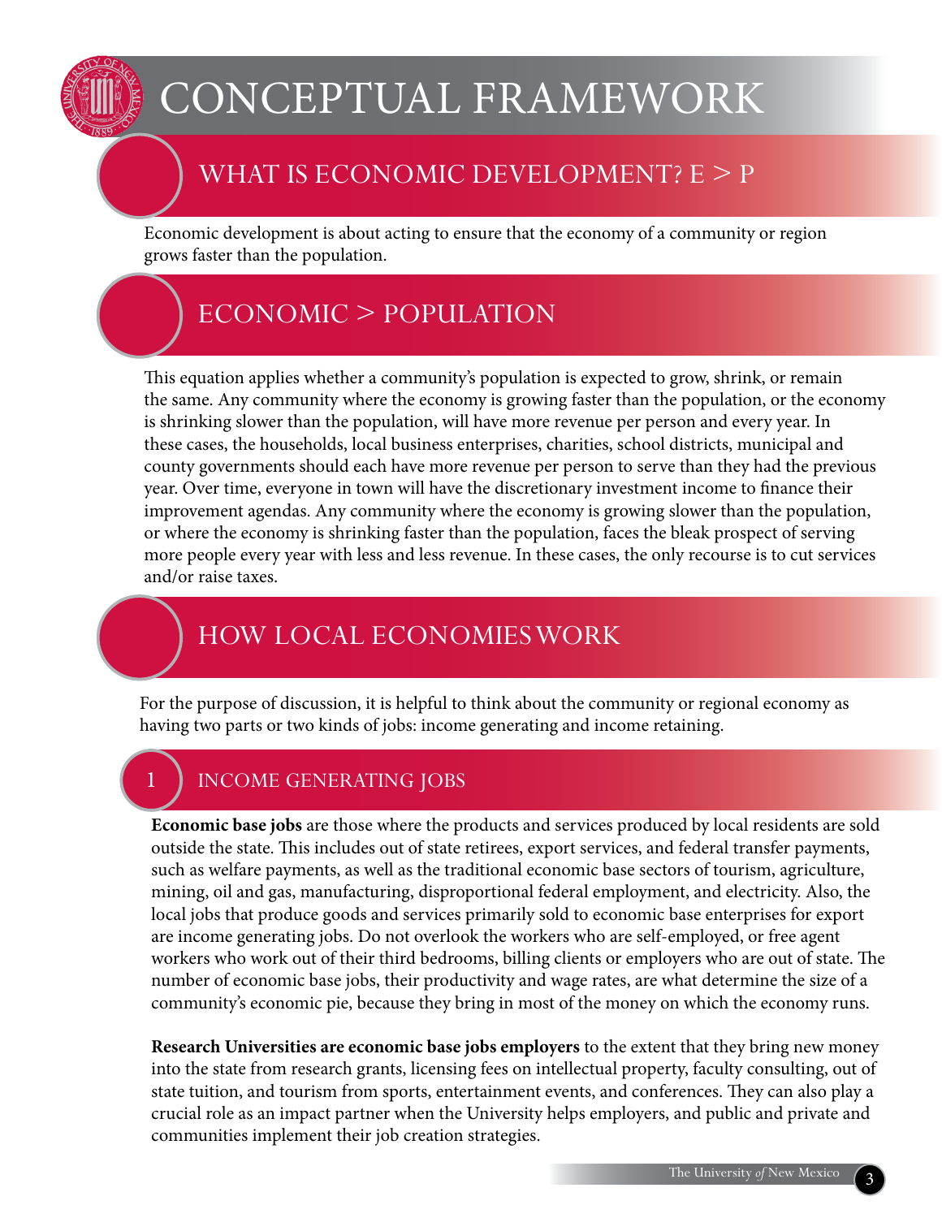# CONCEPTUAL FRAMEWORK

## WHAT IS ECONOMIC DEVELOPMENT? E > P

Economic development is about acting to ensure that the economy of a community or region grows faster than the population.

## ECONOMIC > POPULATION

This equation applies whether a community's population is expected to grow, shrink, or remain the same. Any community where the economy is growing faster than the population, or the economy is shrinking slower than the population, will have more revenue per person and every year. In these cases, the households, local business enterprises, charities, school districts, municipal and county governments should each have more revenue per person to serve than they had the previous year. Over time, everyone in town will have the discretionary investment income to finance their improvement agendas. Any community where the economy is growing slower than the population, or where the economy is shrinking faster than the population, faces the bleak prospect of serving more people every year with less and less revenue. In these cases, the only recourse is to cut services and/or raise taxes.

## HOW LOCAL ECONOMIES WORK

For the purpose of discussion, it is helpful to think about the community or regional economy as having two parts or two kinds of jobs: income generating and income retaining.

### 1 INCOME GENERATING JOBS

**Economic base jobs** are those where the products and services produced by local residents are sold outside the state. This includes out of state retirees, export services, and federal transfer payments, such as welfare payments, as well as the traditional economic base sectors of tourism, agriculture, mining, oil and gas, manufacturing, disproportional federal employment, and electricity. Also, the local jobs that produce goods and services primarily sold to economic base enterprises for export are income generating jobs. Do not overlook the workers who are self-employed, or free agent workers who work out of their third bedrooms, billing clients or employers who are out of state. The number of economic base jobs, their productivity and wage rates, are what determine the size of a community's economic pie, because they bring in most of the money on which the economy runs.

**Research Universities are economic base jobs employers** to the extent that they bring new money into the state from research grants, licensing fees on intellectual property, faculty consulting, out of state tuition, and tourism from sports, entertainment events, and conferences. They can also play a crucial role as an impact partner when the University helps employers, and public and private and communities implement their job creation strategies.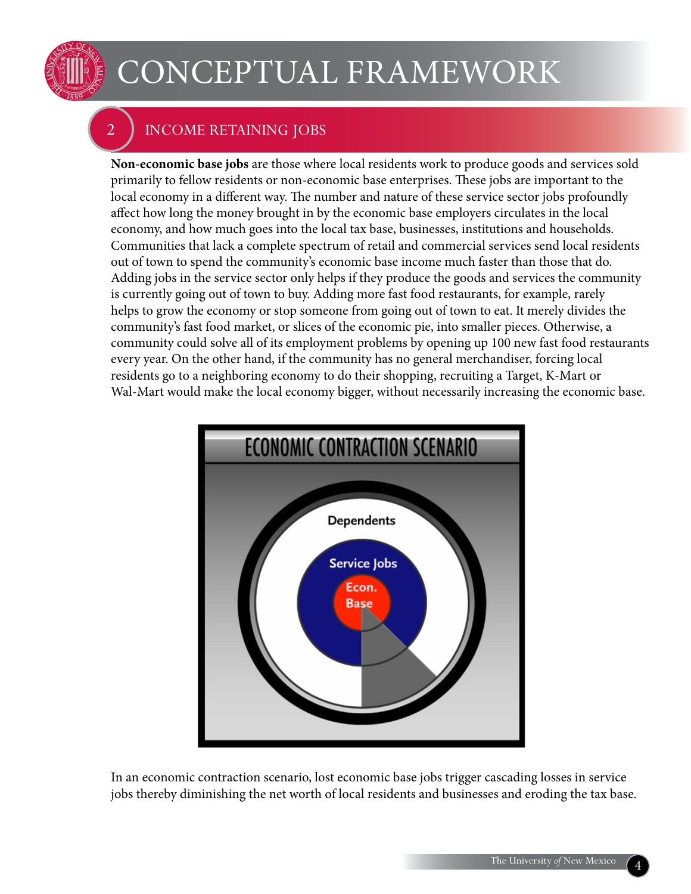# CONCEPTUAL FRAMEWORK

## 2 INCOME RETAINING JOBS

**Non-economic base jobs** are those where local residents work to produce goods and services sold primarily to fellow residents or non-economic base enterprises. These jobs are important to the local economy in a different way. The number and nature of these service sector jobs profoundly affect how long the money brought in by the economic base employers circulates in the local economy, and how much goes into the local tax base, businesses, institutions and households. Communities that lack a complete spectrum of retail and commercial services send local residents out of town to spend the community's economic base income much faster than those that do. Adding jobs in the service sector only helps if they produce the goods and services the community is currently going out of town to buy. Adding more fast food restaurants, for example, rarely helps to grow the economy or stop someone from going out of town to eat. It merely divides the community's fast food market, or slices of the economic pie, into smaller pieces. Otherwise, a community could solve all of its employment problems by opening up 100 new fast food restaurants every year. On the other hand, if the community has no general merchandiser, forcing local residents go to a neighboring economy to do their shopping, recruiting a Target, K-Mart or Wal-Mart would make the local economy bigger, without necessarily increasing the economic base.

ECONOMIC CONTRACTION SCENARIO

Dependents

Service Jobs

Econ. Base

In an economic contraction scenario, lost economic base jobs trigger cascading losses in service jobs thereby diminishing the net worth of local residents and businesses and eroding the tax base.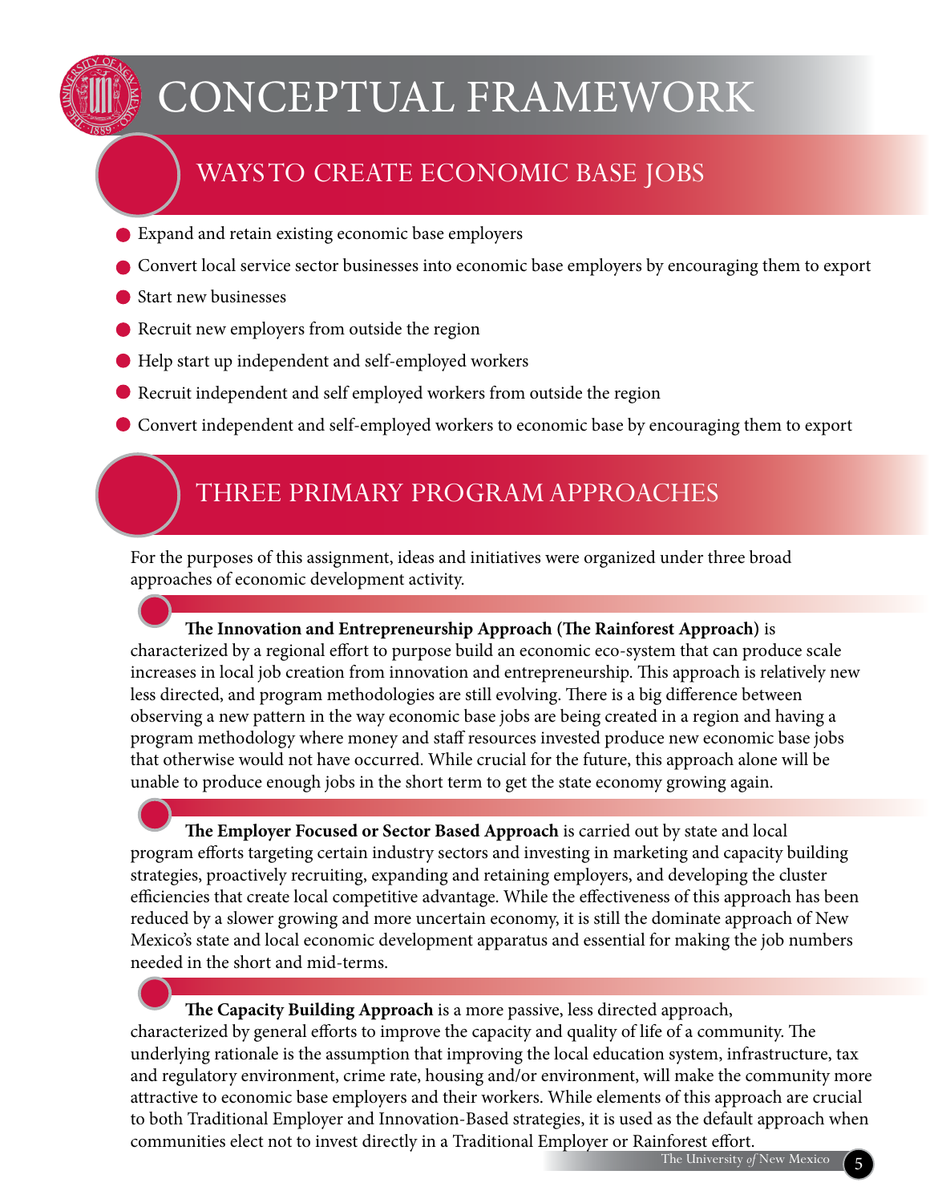# CONCEPTUAL FRAMEWORK

## WAYS TO CREATE ECONOMIC BASE JOBS

- Expand and retain existing economic base employers
- Convert local service sector businesses into economic base employers by encouraging them to export
- Start new businesses
- Recruit new employers from outside the region
- Help start up independent and self-employed workers
- Recruit independent and self employed workers from outside the region
- Convert independent and self-employed workers to economic base by encouraging them to export

## THREE PRIMARY PROGRAM APPROACHES

For the purposes of this assignment, ideas and initiatives were organized under three broad approaches of economic development activity.

**The Innovation and Entrepreneurship Approach (The Rainforest Approach)** is characterized by a regional effort to purpose build an economic eco-system that can produce scale increases in local job creation from innovation and entrepreneurship. This approach is relatively new less directed, and program methodologies are still evolving. There is a big difference between observing a new pattern in the way economic base jobs are being created in a region and having a program methodology where money and staff resources invested produce new economic base jobs that otherwise would not have occurred. While crucial for the future, this approach alone will be unable to produce enough jobs in the short term to get the state economy growing again.

**The Employer Focused or Sector Based Approach** is carried out by state and local program efforts targeting certain industry sectors and investing in marketing and capacity building strategies, proactively recruiting, expanding and retaining employers, and developing the cluster efficiencies that create local competitive advantage. While the effectiveness of this approach has been reduced by a slower growing and more uncertain economy, it is still the dominate approach of New Mexico's state and local economic development apparatus and essential for making the job numbers needed in the short and mid-terms.

**The Capacity Building Approach** is a more passive, less directed approach, characterized by general efforts to improve the capacity and quality of life of a community. The underlying rationale is the assumption that improving the local education system, infrastructure, tax and regulatory environment, crime rate, housing and/or environment, will make the community more attractive to economic base employers and their workers. While elements of this approach are crucial to both Traditional Employer and Innovation-Based strategies, it is used as the default approach when communities elect not to invest directly in a Traditional Employer or Rainforest effort.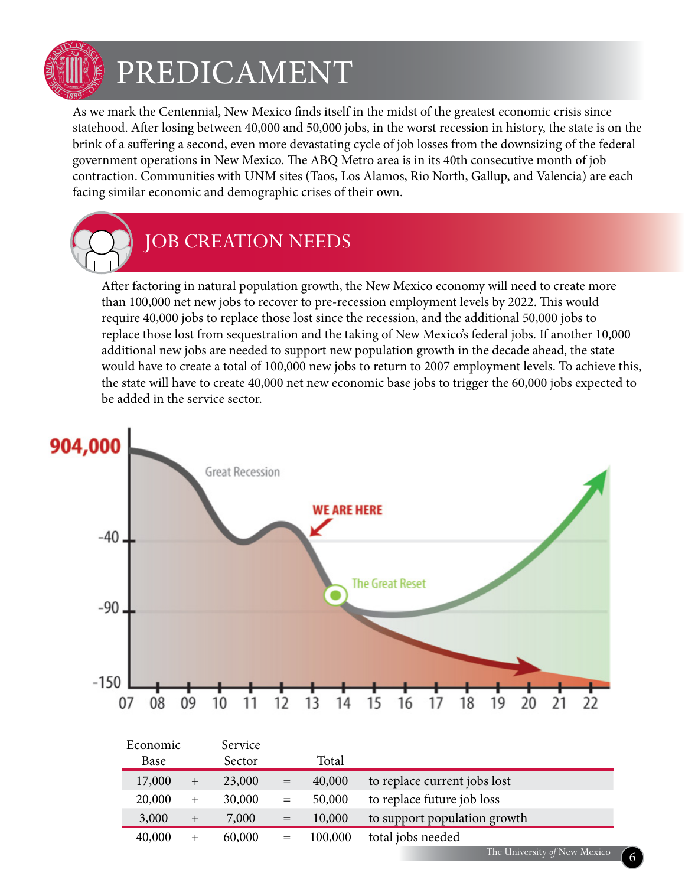# PREDICAMENT

As we mark the Centennial, New Mexico finds itself in the midst of the greatest economic crisis since statehood. After losing between 40,000 and 50,000 jobs, in the worst recession in history, the state is on the brink of a suffering a second, even more devastating cycle of job losses from the downsizing of the federal government operations in New Mexico. The ABQ Metro area is in its 40th consecutive month of job contraction. Communities with UNM sites (Taos, Los Alamos, Rio North, Gallup, and Valencia) are each facing similar economic and demographic crises of their own.

## JOB CREATION NEEDS

After factoring in natural population growth, the New Mexico economy will need to create more than 100,000 net new jobs to recover to pre-recession employment levels by 2022. This would require 40,000 jobs to replace those lost since the recession, and the additional 50,000 jobs to replace those lost from sequestration and the taking of New Mexico's federal jobs. If another 10,000 additional new jobs are needed to support new population growth in the decade ahead, the state would have to create a total of 100,000 new jobs to return to 2007 employment levels. To achieve this, the state will have to create 40,000 net new economic base jobs to trigger the 60,000 jobs expected to be added in the service sector.

| Economic Base | | Service Sector | | Total | |
|---|---|---|---|---|---|
| 17,000 | + | 23,000 | = | 40,000 | to replace current jobs lost |
| 20,000 | + | 30,000 | = | 50,000 | to replace future job loss |
| 3,000 | + | 7,000 | = | 10,000 | to support population growth |
| 40,000 | + | 60,000 | = | 100,000 | total jobs needed |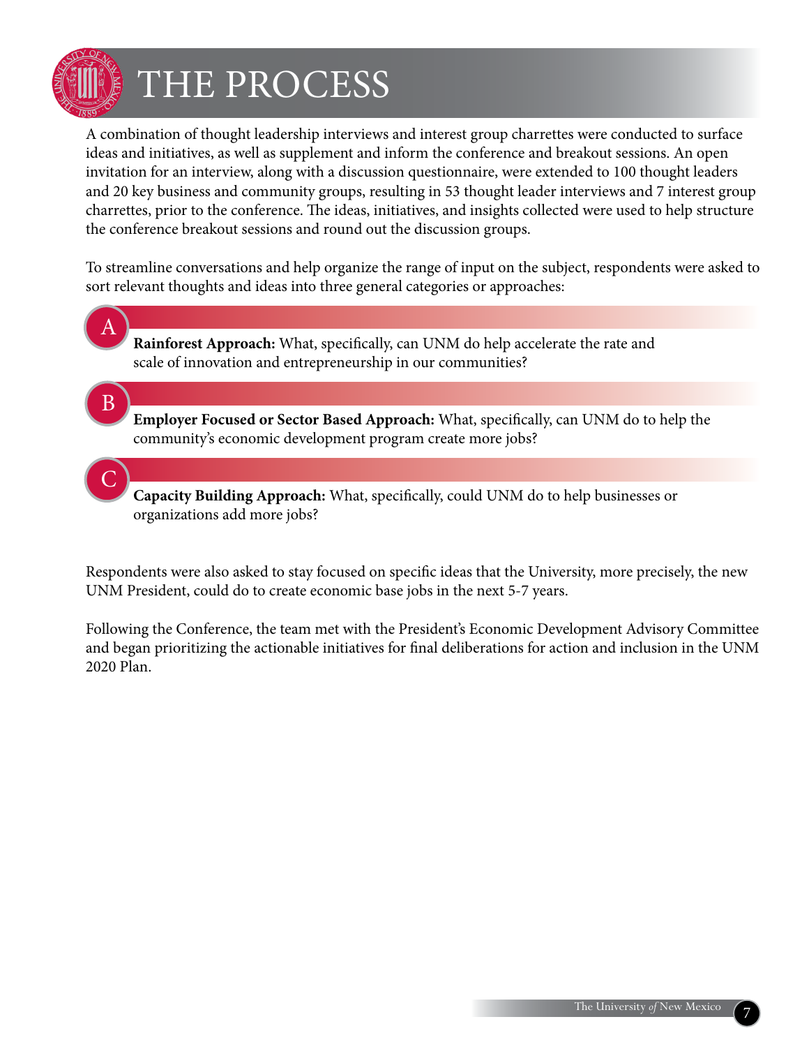# THE PROCESS

A combination of thought leadership interviews and interest group charrettes were conducted to surface ideas and initiatives, as well as supplement and inform the conference and breakout sessions. An open invitation for an interview, along with a discussion questionnaire, were extended to 100 thought leaders and 20 key business and community groups, resulting in 53 thought leader interviews and 7 interest group charrettes, prior to the conference. The ideas, initiatives, and insights collected were used to help structure the conference breakout sessions and round out the discussion groups.

To streamline conversations and help organize the range of input on the subject, respondents were asked to sort relevant thoughts and ideas into three general categories or approaches:

**A** — **Rainforest Approach:** What, specifically, can UNM do help accelerate the rate and scale of innovation and entrepreneurship in our communities?

**B** — **Employer Focused or Sector Based Approach:** What, specifically, can UNM do to help the community's economic development program create more jobs?

**C** — **Capacity Building Approach:** What, specifically, could UNM do to help businesses or organizations add more jobs?

Respondents were also asked to stay focused on specific ideas that the University, more precisely, the new UNM President, could do to create economic base jobs in the next 5-7 years.

Following the Conference, the team met with the President's Economic Development Advisory Committee and began prioritizing the actionable initiatives for final deliberations for action and inclusion in the UNM 2020 Plan.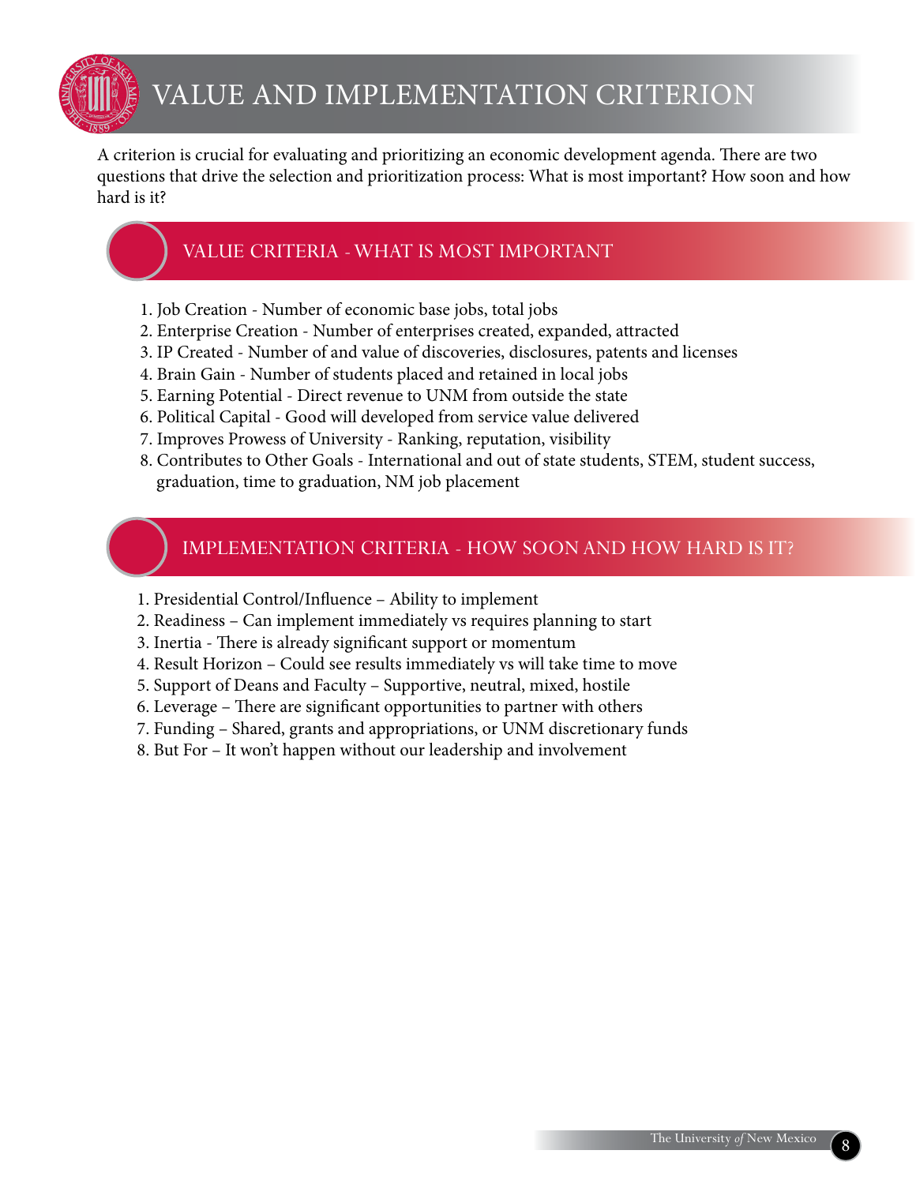# VALUE AND IMPLEMENTATION CRITERION

A criterion is crucial for evaluating and prioritizing an economic development agenda. There are two questions that drive the selection and prioritization process: What is most important? How soon and how hard is it?

## VALUE CRITERIA - WHAT IS MOST IMPORTANT

1. Job Creation - Number of economic base jobs, total jobs
2. Enterprise Creation - Number of enterprises created, expanded, attracted
3. IP Created - Number of and value of discoveries, disclosures, patents and licenses
4. Brain Gain - Number of students placed and retained in local jobs
5. Earning Potential - Direct revenue to UNM from outside the state
6. Political Capital - Good will developed from service value delivered
7. Improves Prowess of University - Ranking, reputation, visibility
8. Contributes to Other Goals - International and out of state students, STEM, student success, graduation, time to graduation, NM job placement

## IMPLEMENTATION CRITERIA - HOW SOON AND HOW HARD IS IT?

1. Presidential Control/Influence – Ability to implement
2. Readiness – Can implement immediately vs requires planning to start
3. Inertia - There is already significant support or momentum
4. Result Horizon – Could see results immediately vs will take time to move
5. Support of Deans and Faculty – Supportive, neutral, mixed, hostile
6. Leverage – There are significant opportunities to partner with others
7. Funding – Shared, grants and appropriations, or UNM discretionary funds
8. But For – It won't happen without our leadership and involvement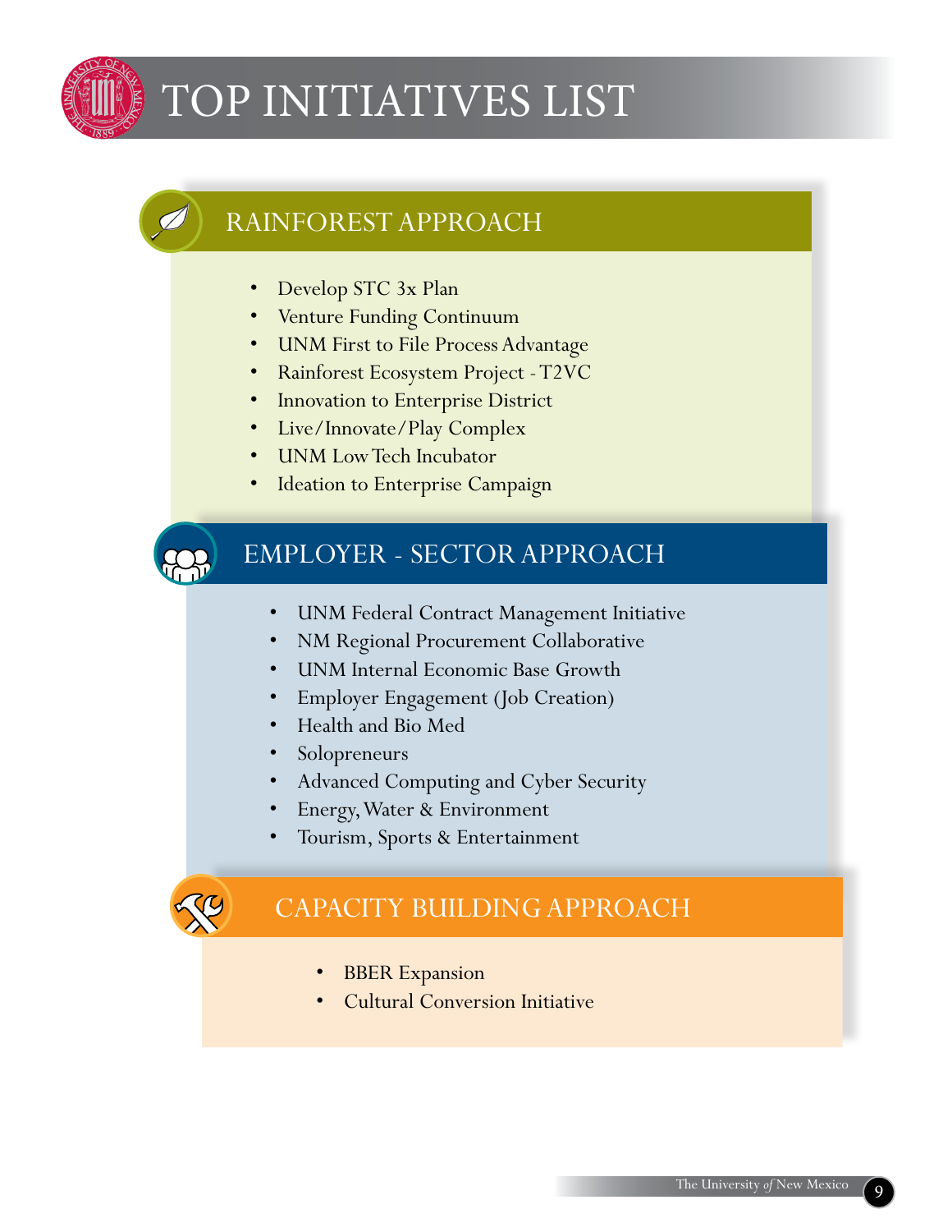# TOP INITIATIVES LIST

## RAINFOREST APPROACH

- Develop STC 3x Plan
- Venture Funding Continuum
- UNM First to File Process Advantage
- Rainforest Ecosystem Project - T2VC
- Innovation to Enterprise District
- Live/Innovate/Play Complex
- UNM Low Tech Incubator
- Ideation to Enterprise Campaign

## EMPLOYER - SECTOR APPROACH

- UNM Federal Contract Management Initiative
- NM Regional Procurement Collaborative
- UNM Internal Economic Base Growth
- Employer Engagement (Job Creation)
- Health and Bio Med
- Solopreneurs
- Advanced Computing and Cyber Security
- Energy, Water & Environment
- Tourism, Sports & Entertainment

## CAPACITY BUILDING APPROACH

- BBER Expansion
- Cultural Conversion Initiative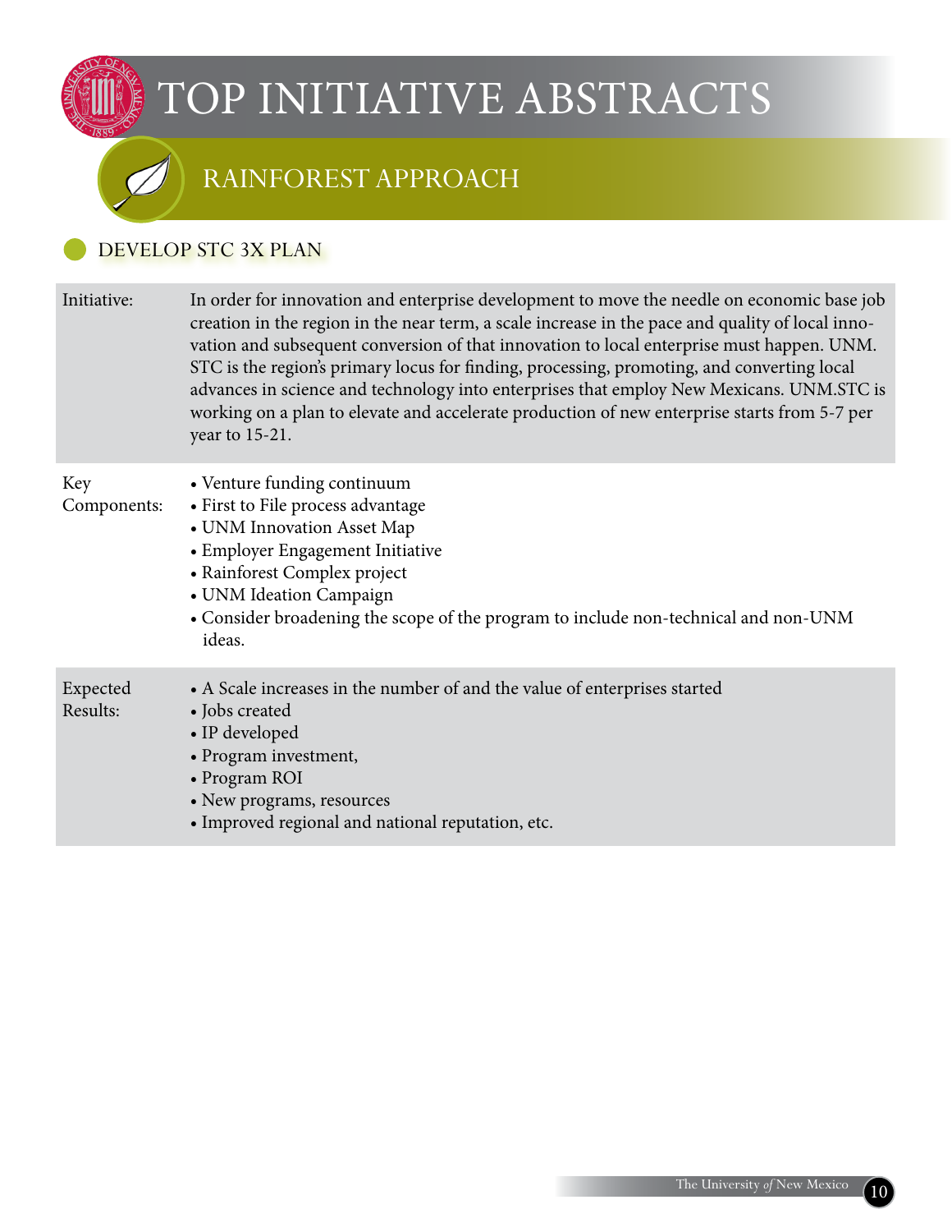# TOP INITIATIVE ABSTRACTS

## RAINFOREST APPROACH

### DEVELOP STC 3X PLAN

| | |
|---|---|
| Initiative: | In order for innovation and enterprise development to move the needle on economic base job creation in the region in the near term, a scale increase in the pace and quality of local innovation and subsequent conversion of that innovation to local enterprise must happen. UNM.STC is the region's primary locus for finding, processing, promoting, and converting local advances in science and technology into enterprises that employ New Mexicans. UNM.STC is working on a plan to elevate and accelerate production of new enterprise starts from 5-7 per year to 15-21. |
| Key Components: | • Venture funding continuum<br>• First to File process advantage<br>• UNM Innovation Asset Map<br>• Employer Engagement Initiative<br>• Rainforest Complex project<br>• UNM Ideation Campaign<br>• Consider broadening the scope of the program to include non-technical and non-UNM ideas. |
| Expected Results: | • A Scale increases in the number of and the value of enterprises started<br>• Jobs created<br>• IP developed<br>• Program investment,<br>• Program ROI<br>• New programs, resources<br>• Improved regional and national reputation, etc. |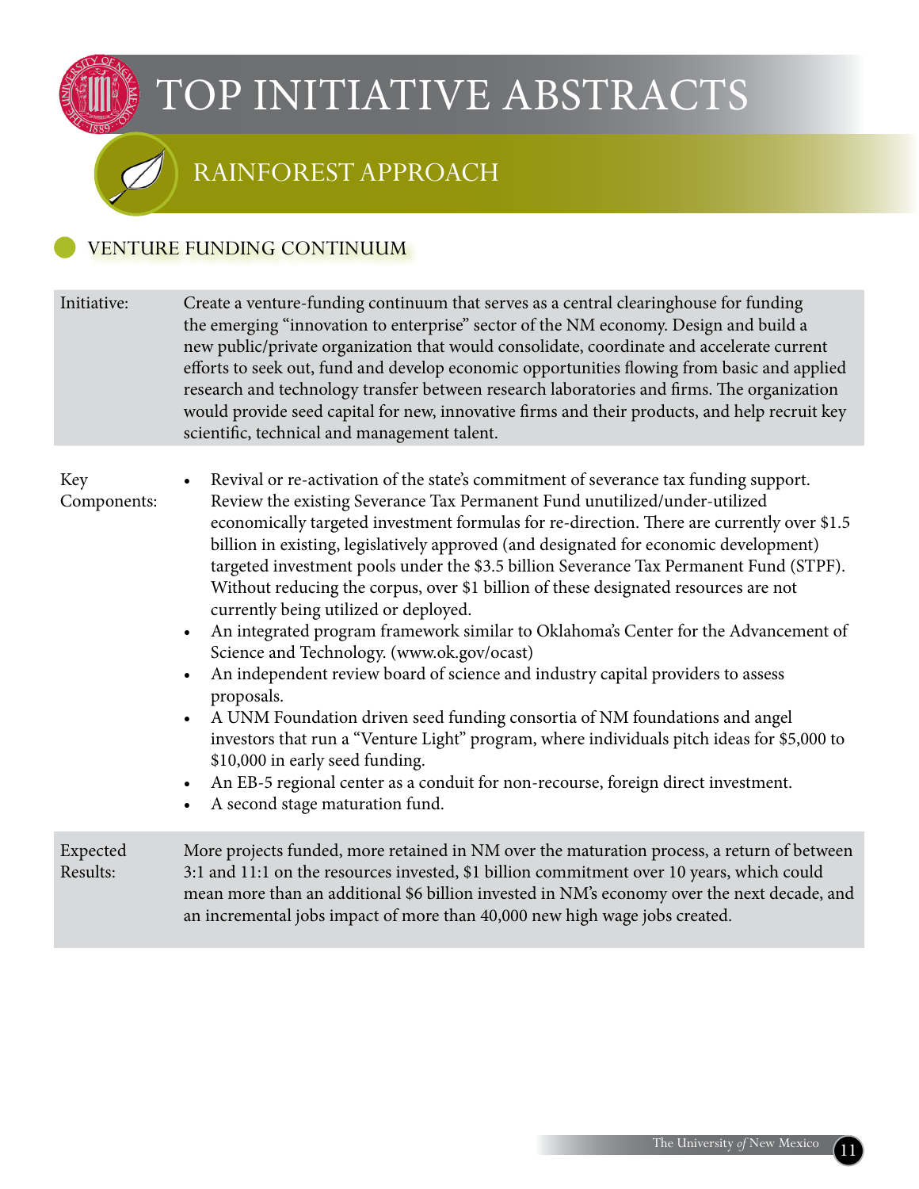# TOP INITIATIVE ABSTRACTS

## RAINFOREST APPROACH

### VENTURE FUNDING CONTINUUM

**Initiative:** Create a venture-funding continuum that serves as a central clearinghouse for funding the emerging "innovation to enterprise" sector of the NM economy. Design and build a new public/private organization that would consolidate, coordinate and accelerate current efforts to seek out, fund and develop economic opportunities flowing from basic and applied research and technology transfer between research laboratories and firms. The organization would provide seed capital for new, innovative firms and their products, and help recruit key scientific, technical and management talent.

**Key Components:**

- Revival or re-activation of the state's commitment of severance tax funding support. Review the existing Severance Tax Permanent Fund unutilized/under-utilized economically targeted investment formulas for re-direction. There are currently over $1.5 billion in existing, legislatively approved (and designated for economic development) targeted investment pools under the $3.5 billion Severance Tax Permanent Fund (STPF). Without reducing the corpus, over $1 billion of these designated resources are not currently being utilized or deployed.
- An integrated program framework similar to Oklahoma's Center for the Advancement of Science and Technology. (www.ok.gov/ocast)
- An independent review board of science and industry capital providers to assess proposals.
- A UNM Foundation driven seed funding consortia of NM foundations and angel investors that run a "Venture Light" program, where individuals pitch ideas for $5,000 to $10,000 in early seed funding.
- An EB-5 regional center as a conduit for non-recourse, foreign direct investment.
- A second stage maturation fund.

**Expected Results:** More projects funded, more retained in NM over the maturation process, a return of between 3:1 and 11:1 on the resources invested, $1 billion commitment over 10 years, which could mean more than an additional $6 billion invested in NM's economy over the next decade, and an incremental jobs impact of more than 40,000 new high wage jobs created.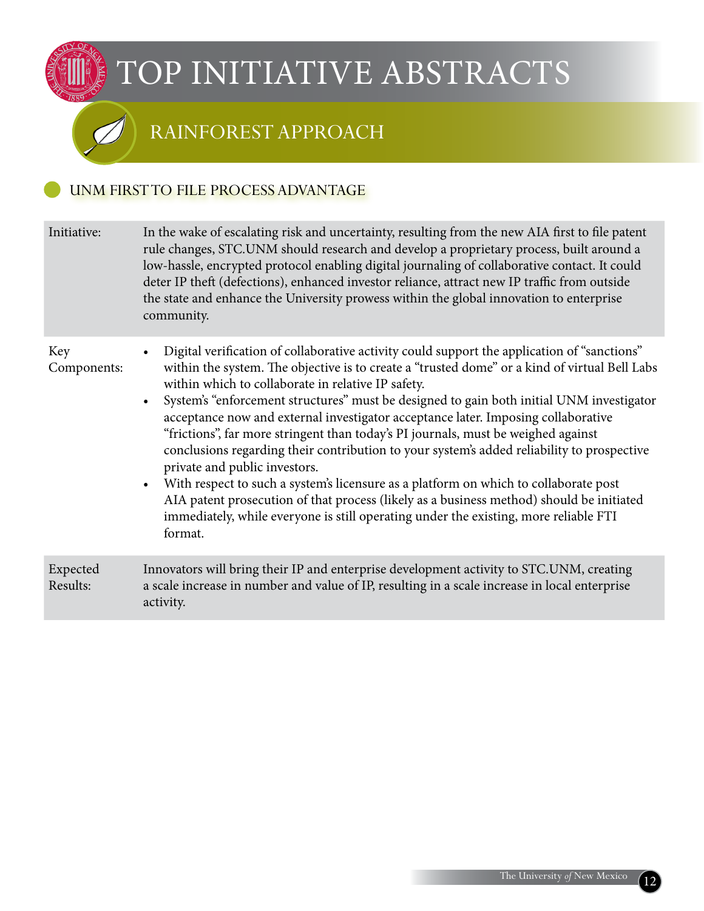# TOP INITIATIVE ABSTRACTS

## RAINFOREST APPROACH

### UNM FIRST TO FILE PROCESS ADVANTAGE

| | |
|---|---|
| Initiative: | In the wake of escalating risk and uncertainty, resulting from the new AIA first to file patent rule changes, STC.UNM should research and develop a proprietary process, built around a low-hassle, encrypted protocol enabling digital journaling of collaborative contact. It could deter IP theft (defections), enhanced investor reliance, attract new IP traffic from outside the state and enhance the University prowess within the global innovation to enterprise community. |
| Key Components: | • Digital verification of collaborative activity could support the application of "sanctions" within the system. The objective is to create a "trusted dome" or a kind of virtual Bell Labs within which to collaborate in relative IP safety.<br>• System's "enforcement structures" must be designed to gain both initial UNM investigator acceptance now and external investigator acceptance later. Imposing collaborative "frictions", far more stringent than today's PI journals, must be weighed against conclusions regarding their contribution to your system's added reliability to prospective private and public investors.<br>• With respect to such a system's licensure as a platform on which to collaborate post AIA patent prosecution of that process (likely as a business method) should be initiated immediately, while everyone is still operating under the existing, more reliable FTI format. |
| Expected Results: | Innovators will bring their IP and enterprise development activity to STC.UNM, creating a scale increase in number and value of IP, resulting in a scale increase in local enterprise activity. |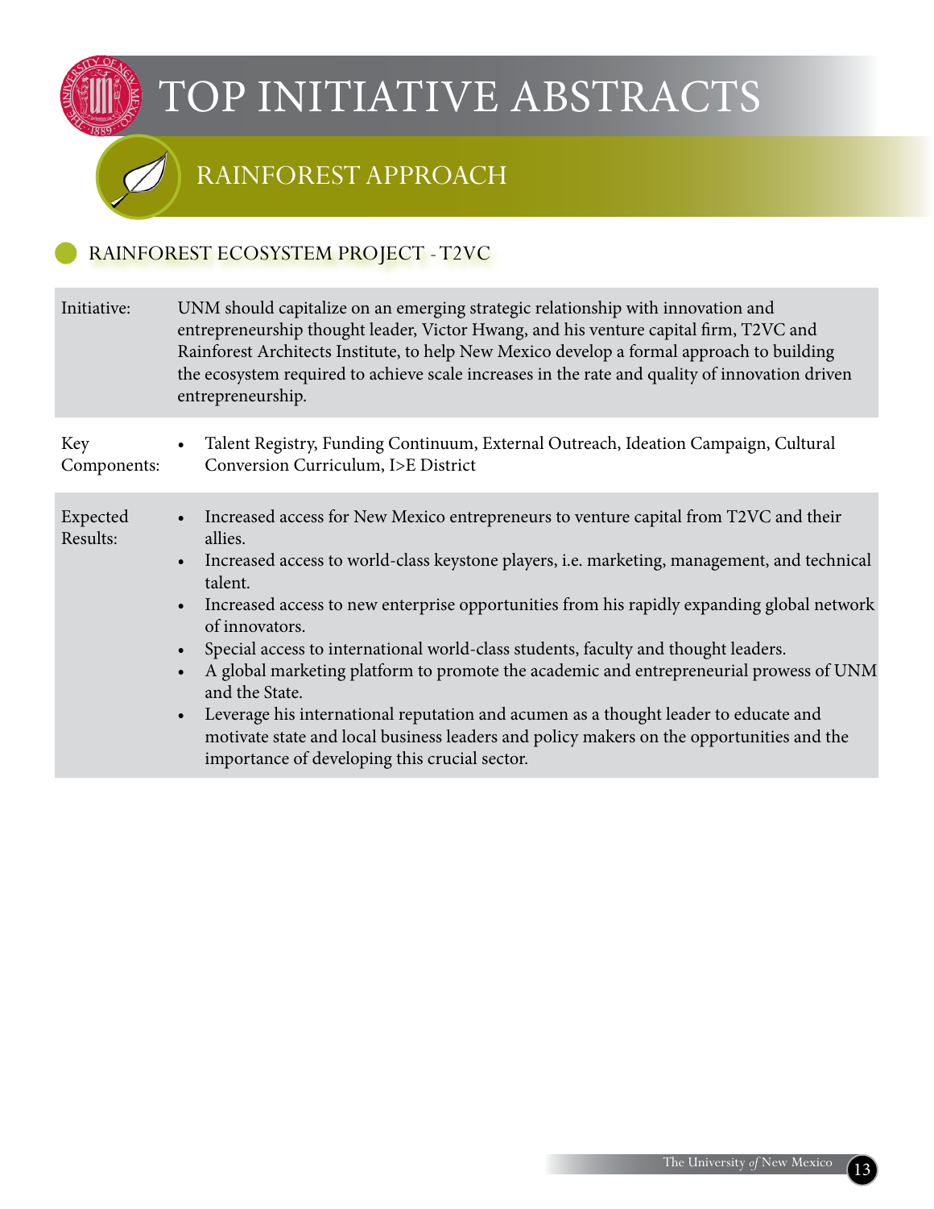# TOP INITIATIVE ABSTRACTS

## RAINFOREST APPROACH

### RAINFOREST ECOSYSTEM PROJECT - T2VC

| | |
|---|---|
| Initiative: | UNM should capitalize on an emerging strategic relationship with innovation and entrepreneurship thought leader, Victor Hwang, and his venture capital firm, T2VC and Rainforest Architects Institute, to help New Mexico develop a formal approach to building the ecosystem required to achieve scale increases in the rate and quality of innovation driven entrepreneurship. |
| Key Components: | • Talent Registry, Funding Continuum, External Outreach, Ideation Campaign, Cultural Conversion Curriculum, I>E District |
| Expected Results: | • Increased access for New Mexico entrepreneurs to venture capital from T2VC and their allies.<br>• Increased access to world-class keystone players, i.e. marketing, management, and technical talent.<br>• Increased access to new enterprise opportunities from his rapidly expanding global network of innovators.<br>• Special access to international world-class students, faculty and thought leaders.<br>• A global marketing platform to promote the academic and entrepreneurial prowess of UNM and the State.<br>• Leverage his international reputation and acumen as a thought leader to educate and motivate state and local business leaders and policy makers on the opportunities and the importance of developing this crucial sector. |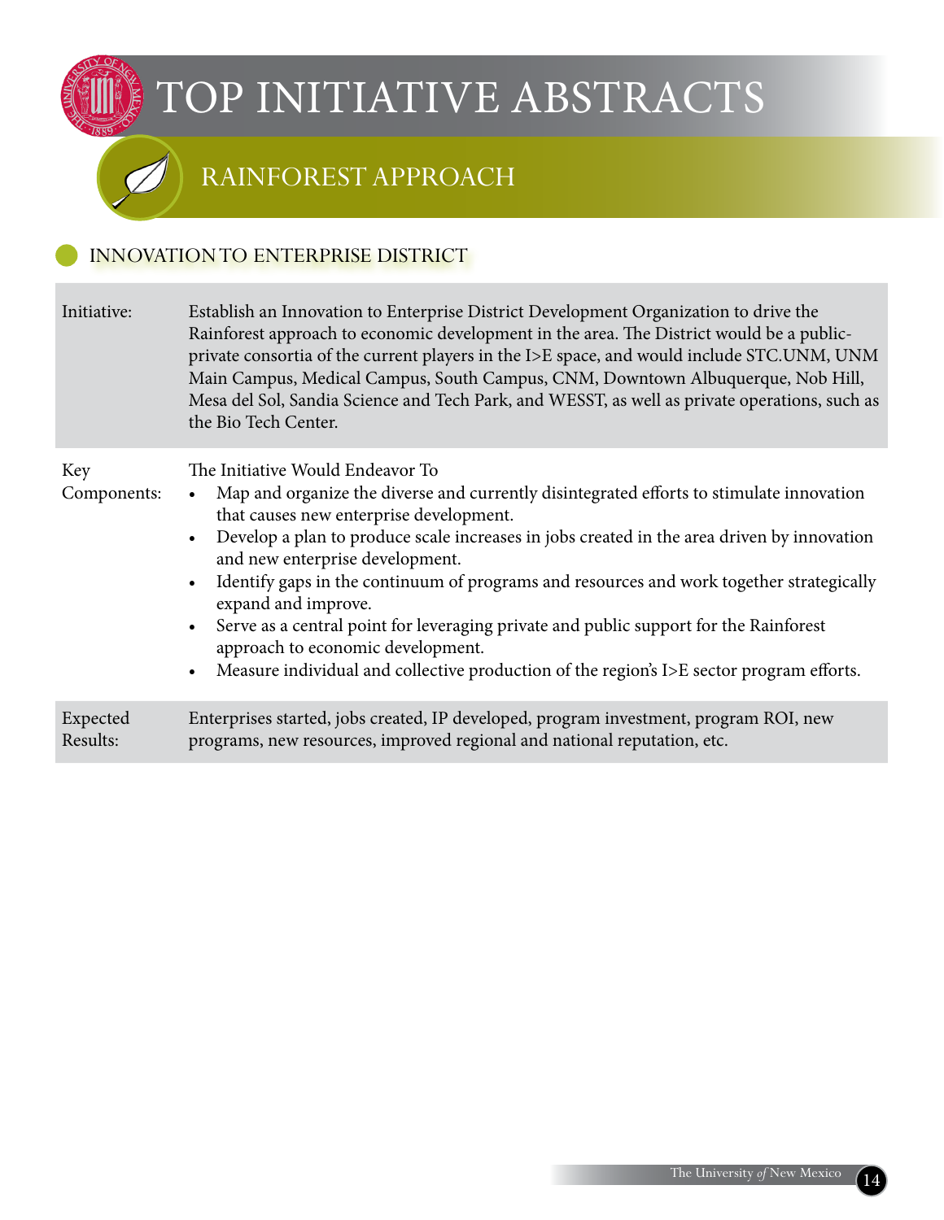# TOP INITIATIVE ABSTRACTS

## RAINFOREST APPROACH

### INNOVATION TO ENTERPRISE DISTRICT

| | |
|---|---|
| Initiative: | Establish an Innovation to Enterprise District Development Organization to drive the Rainforest approach to economic development in the area. The District would be a public-private consortia of the current players in the I>E space, and would include STC.UNM, UNM Main Campus, Medical Campus, South Campus, CNM, Downtown Albuquerque, Nob Hill, Mesa del Sol, Sandia Science and Tech Park, and WESST, as well as private operations, such as the Bio Tech Center. |
| Key Components: | The Initiative Would Endeavor To<br>• Map and organize the diverse and currently disintegrated efforts to stimulate innovation that causes new enterprise development.<br>• Develop a plan to produce scale increases in jobs created in the area driven by innovation and new enterprise development.<br>• Identify gaps in the continuum of programs and resources and work together strategically expand and improve.<br>• Serve as a central point for leveraging private and public support for the Rainforest approach to economic development.<br>• Measure individual and collective production of the region's I>E sector program efforts. |
| Expected Results: | Enterprises started, jobs created, IP developed, program investment, program ROI, new programs, new resources, improved regional and national reputation, etc. |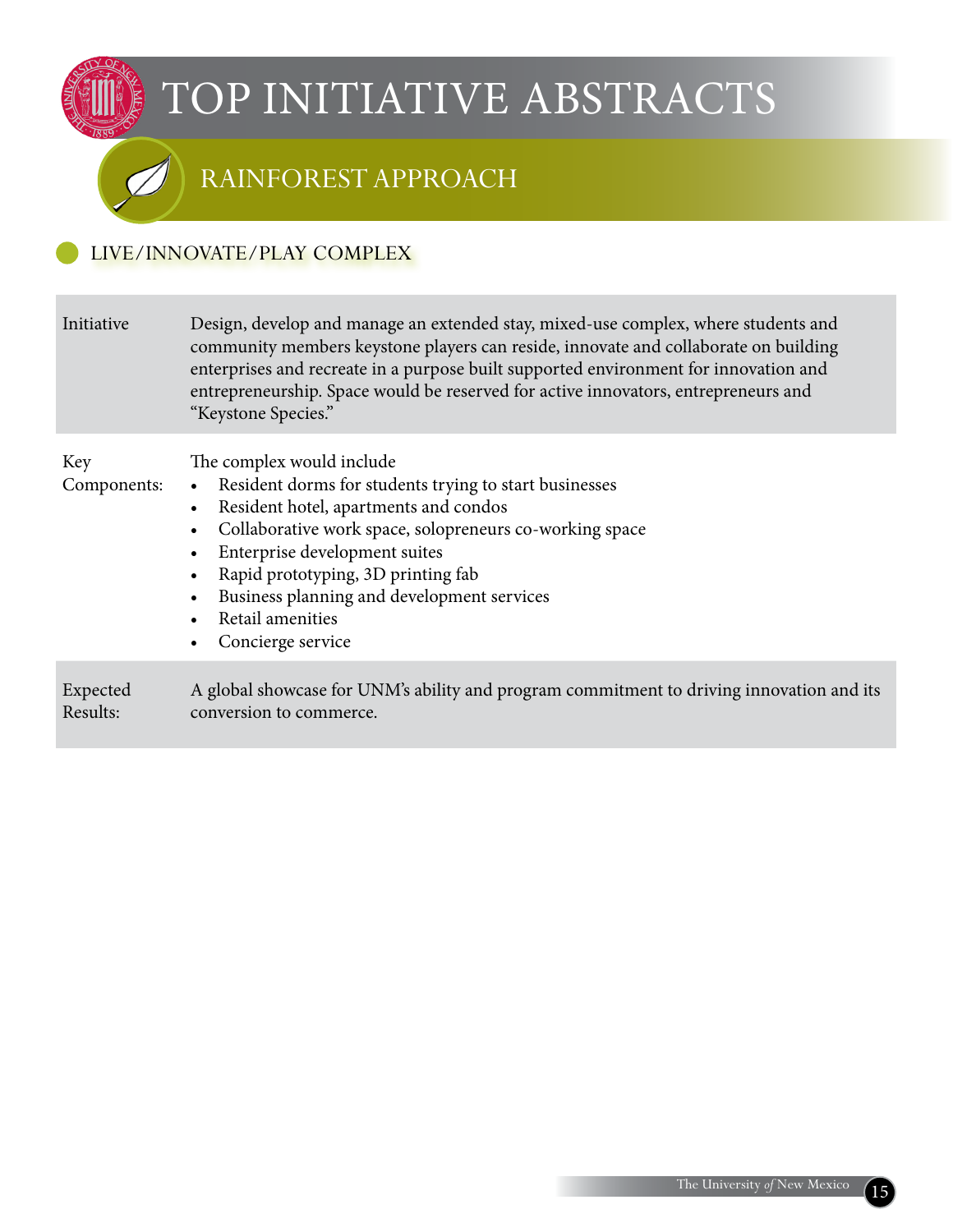# TOP INITIATIVE ABSTRACTS

## RAINFOREST APPROACH

### LIVE/INNOVATE/PLAY COMPLEX

| | |
|---|---|
| Initiative | Design, develop and manage an extended stay, mixed-use complex, where students and community members keystone players can reside, innovate and collaborate on building enterprises and recreate in a purpose built supported environment for innovation and entrepreneurship. Space would be reserved for active innovators, entrepreneurs and "Keystone Species." |
| Key Components: | The complex would include<br>• Resident dorms for students trying to start businesses<br>• Resident hotel, apartments and condos<br>• Collaborative work space, solopreneurs co-working space<br>• Enterprise development suites<br>• Rapid prototyping, 3D printing fab<br>• Business planning and development services<br>• Retail amenities<br>• Concierge service |
| Expected Results: | A global showcase for UNM's ability and program commitment to driving innovation and its conversion to commerce. |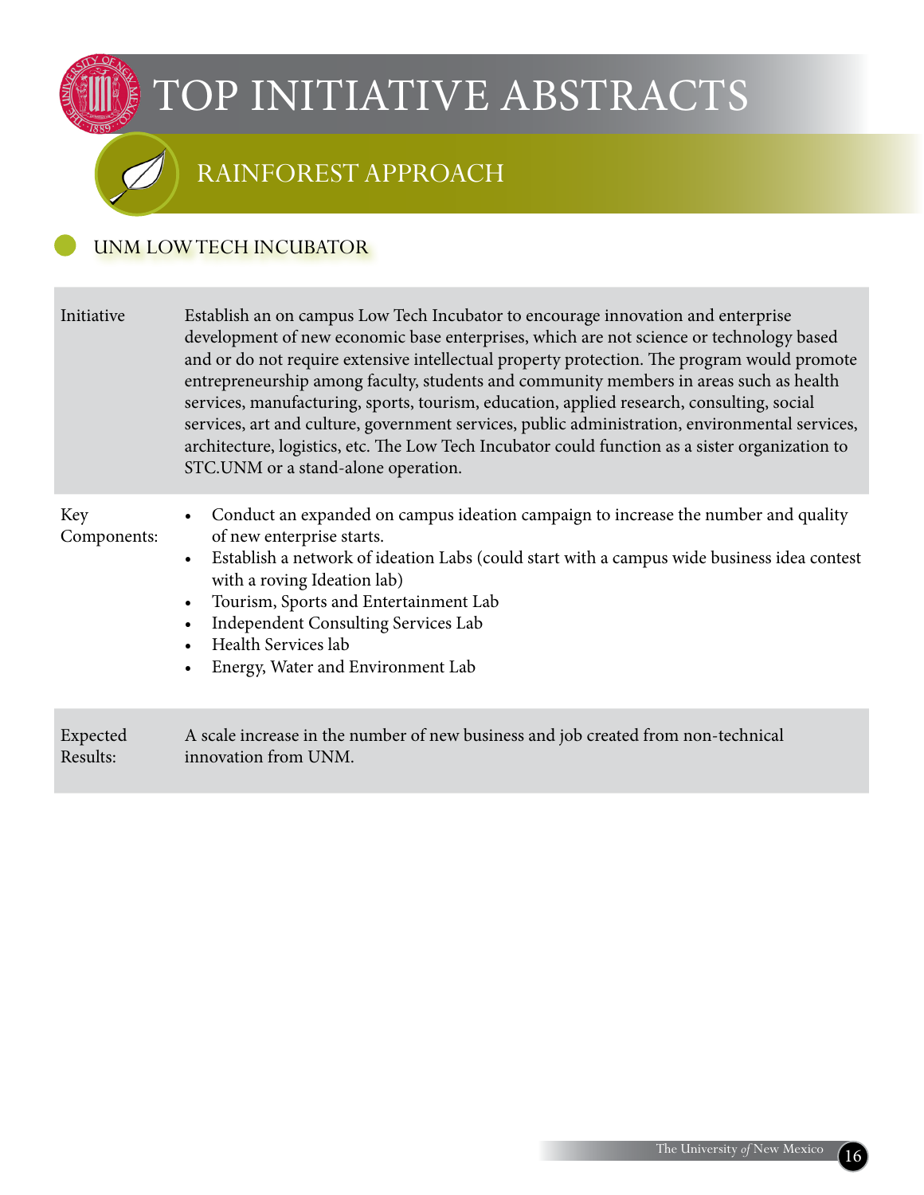# TOP INITIATIVE ABSTRACTS

## RAINFOREST APPROACH

### UNM LOW TECH INCUBATOR

| | |
|---|---|
| Initiative | Establish an on campus Low Tech Incubator to encourage innovation and enterprise development of new economic base enterprises, which are not science or technology based and or do not require extensive intellectual property protection. The program would promote entrepreneurship among faculty, students and community members in areas such as health services, manufacturing, sports, tourism, education, applied research, consulting, social services, art and culture, government services, public administration, environmental services, architecture, logistics, etc. The Low Tech Incubator could function as a sister organization to STC.UNM or a stand-alone operation. |
| Key Components: | • Conduct an expanded on campus ideation campaign to increase the number and quality of new enterprise starts.<br>• Establish a network of ideation Labs (could start with a campus wide business idea contest with a roving Ideation lab)<br>• Tourism, Sports and Entertainment Lab<br>• Independent Consulting Services Lab<br>• Health Services lab<br>• Energy, Water and Environment Lab |
| Expected Results: | A scale increase in the number of new business and job created from non-technical innovation from UNM. |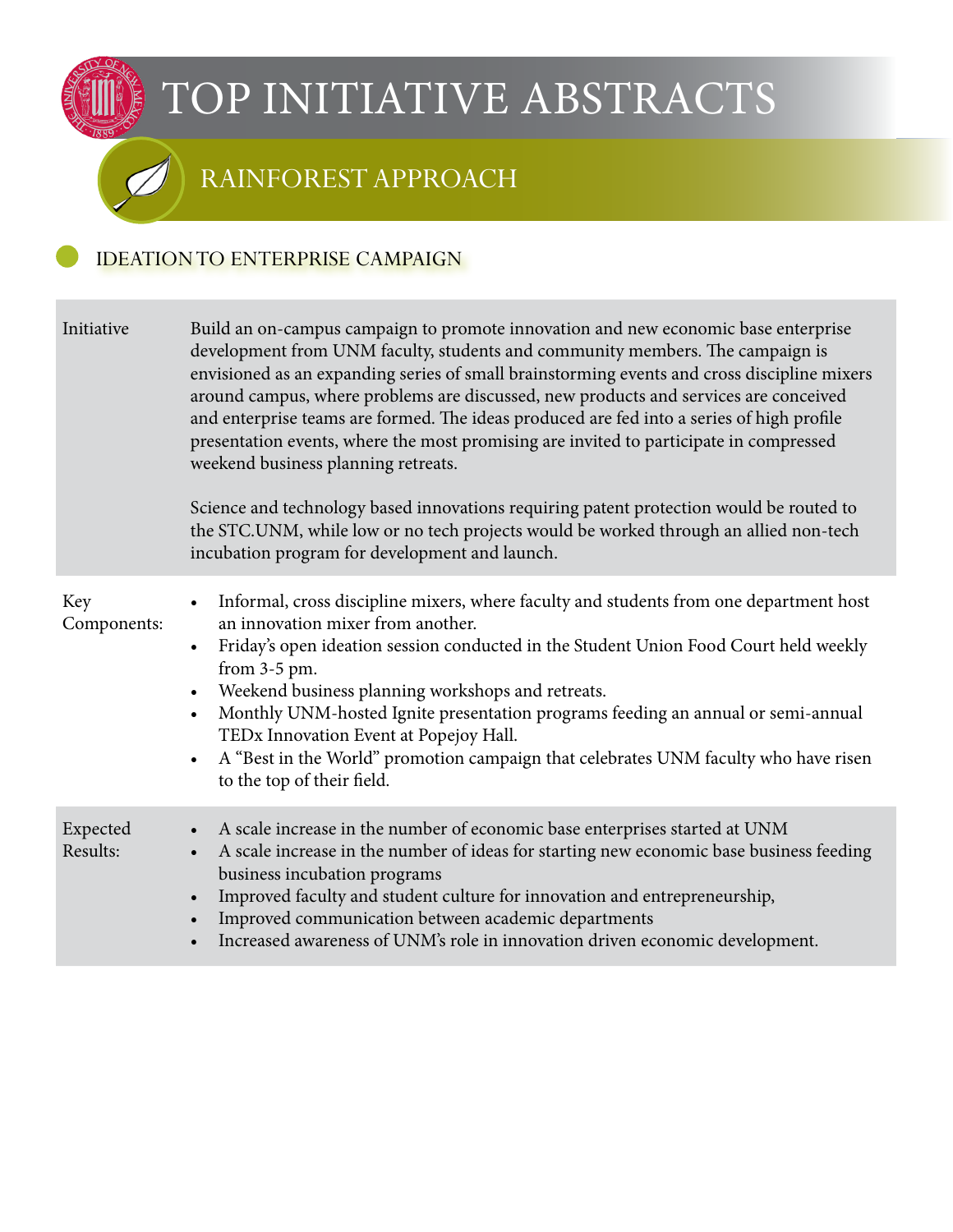# TOP INITIATIVE ABSTRACTS

## RAINFOREST APPROACH

### IDEATION TO ENTERPRISE CAMPAIGN

| | |
|---|---|
| Initiative | Build an on-campus campaign to promote innovation and new economic base enterprise development from UNM faculty, students and community members. The campaign is envisioned as an expanding series of small brainstorming events and cross discipline mixers around campus, where problems are discussed, new products and services are conceived and enterprise teams are formed. The ideas produced are fed into a series of high profile presentation events, where the most promising are invited to participate in compressed weekend business planning retreats.<br><br>Science and technology based innovations requiring patent protection would be routed to the STC.UNM, while low or no tech projects would be worked through an allied non-tech incubation program for development and launch. |
| Key Components: | • Informal, cross discipline mixers, where faculty and students from one department host an innovation mixer from another.<br>• Friday's open ideation session conducted in the Student Union Food Court held weekly from 3-5 pm.<br>• Weekend business planning workshops and retreats.<br>• Monthly UNM-hosted Ignite presentation programs feeding an annual or semi-annual TEDx Innovation Event at Popejoy Hall.<br>• A "Best in the World" promotion campaign that celebrates UNM faculty who have risen to the top of their field. |
| Expected Results: | • A scale increase in the number of economic base enterprises started at UNM<br>• A scale increase in the number of ideas for starting new economic base business feeding business incubation programs<br>• Improved faculty and student culture for innovation and entrepreneurship,<br>• Improved communication between academic departments<br>• Increased awareness of UNM's role in innovation driven economic development. |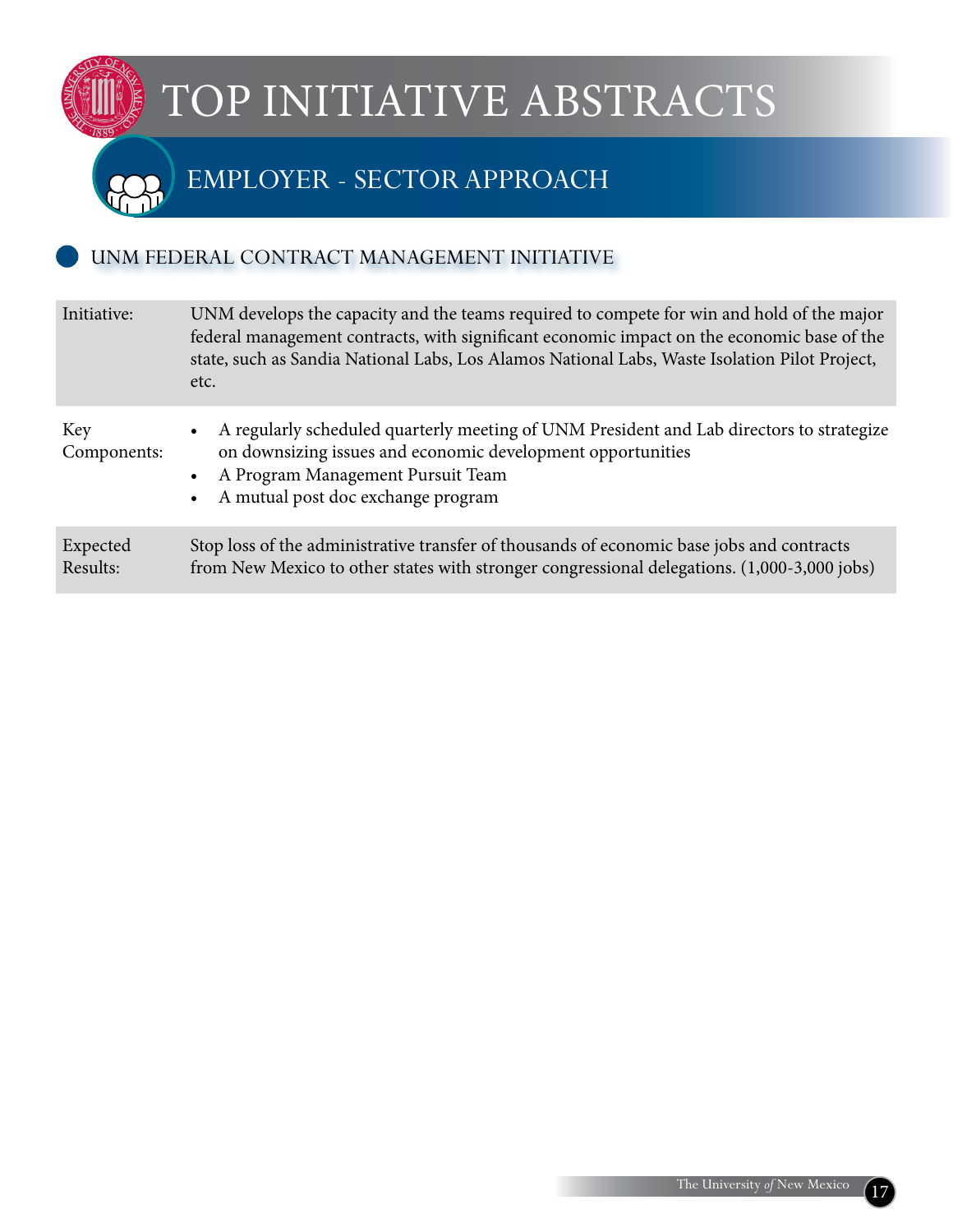# TOP INITIATIVE ABSTRACTS

## EMPLOYER - SECTOR APPROACH

### UNM FEDERAL CONTRACT MANAGEMENT INITIATIVE

| | |
|---|---|
| Initiative: | UNM develops the capacity and the teams required to compete for win and hold of the major federal management contracts, with significant economic impact on the economic base of the state, such as Sandia National Labs, Los Alamos National Labs, Waste Isolation Pilot Project, etc. |
| Key Components: | • A regularly scheduled quarterly meeting of UNM President and Lab directors to strategize on downsizing issues and economic development opportunities<br>• A Program Management Pursuit Team<br>• A mutual post doc exchange program |
| Expected Results: | Stop loss of the administrative transfer of thousands of economic base jobs and contracts from New Mexico to other states with stronger congressional delegations. (1,000-3,000 jobs) |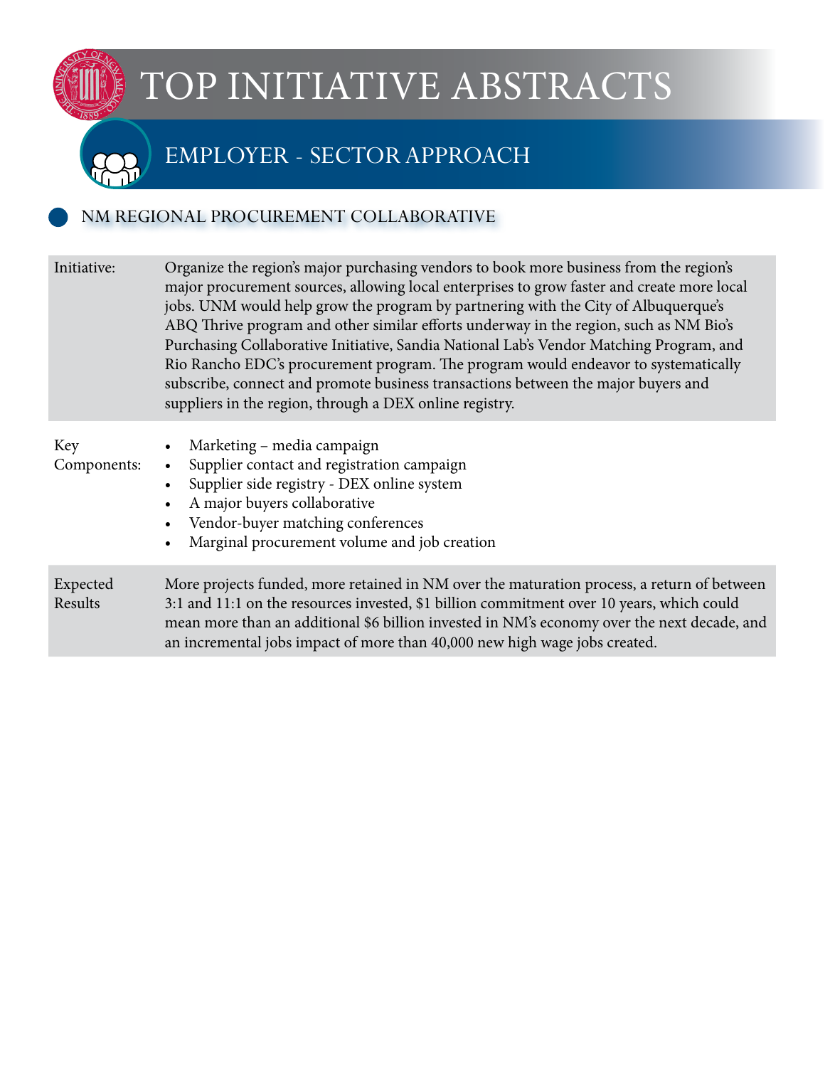# TOP INITIATIVE ABSTRACTS

## EMPLOYER - SECTOR APPROACH

### NM REGIONAL PROCUREMENT COLLABORATIVE

| | |
|---|---|
| Initiative: | Organize the region's major purchasing vendors to book more business from the region's major procurement sources, allowing local enterprises to grow faster and create more local jobs. UNM would help grow the program by partnering with the City of Albuquerque's ABQ Thrive program and other similar efforts underway in the region, such as NM Bio's Purchasing Collaborative Initiative, Sandia National Lab's Vendor Matching Program, and Rio Rancho EDC's procurement program. The program would endeavor to systematically subscribe, connect and promote business transactions between the major buyers and suppliers in the region, through a DEX online registry. |
| Key Components: | • Marketing – media campaign<br>• Supplier contact and registration campaign<br>• Supplier side registry - DEX online system<br>• A major buyers collaborative<br>• Vendor-buyer matching conferences<br>• Marginal procurement volume and job creation |
| Expected Results | More projects funded, more retained in NM over the maturation process, a return of between 3:1 and 11:1 on the resources invested, $1 billion commitment over 10 years, which could mean more than an additional $6 billion invested in NM's economy over the next decade, and an incremental jobs impact of more than 40,000 new high wage jobs created. |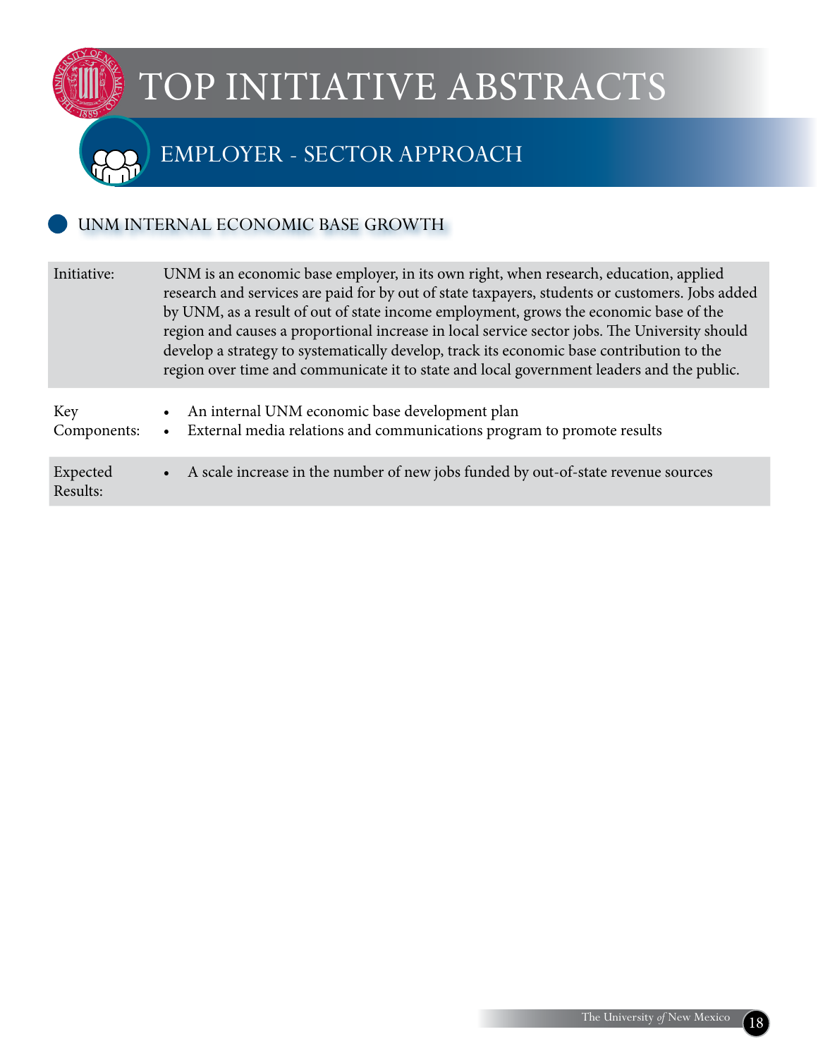# TOP INITIATIVE ABSTRACTS

## EMPLOYER - SECTOR APPROACH

### UNM INTERNAL ECONOMIC BASE GROWTH

| | |
|---|---|
| Initiative: | UNM is an economic base employer, in its own right, when research, education, applied research and services are paid for by out of state taxpayers, students or customers. Jobs added by UNM, as a result of out of state income employment, grows the economic base of the region and causes a proportional increase in local service sector jobs. The University should develop a strategy to systematically develop, track its economic base contribution to the region over time and communicate it to state and local government leaders and the public. |
| Key Components: | • An internal UNM economic base development plan<br>• External media relations and communications program to promote results |
| Expected Results: | • A scale increase in the number of new jobs funded by out-of-state revenue sources |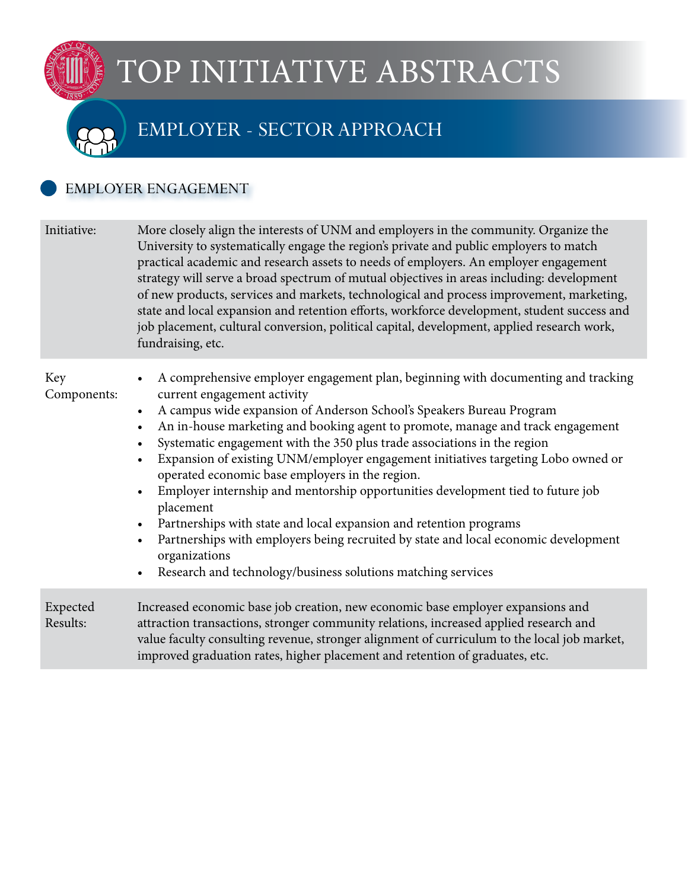# TOP INITIATIVE ABSTRACTS

## EMPLOYER - SECTOR APPROACH

### EMPLOYER ENGAGEMENT

| | |
|---|---|
| Initiative: | More closely align the interests of UNM and employers in the community. Organize the University to systematically engage the region's private and public employers to match practical academic and research assets to needs of employers. An employer engagement strategy will serve a broad spectrum of mutual objectives in areas including: development of new products, services and markets, technological and process improvement, marketing, state and local expansion and retention efforts, workforce development, student success and job placement, cultural conversion, political capital, development, applied research work, fundraising, etc. |
| Key Components: | • A comprehensive employer engagement plan, beginning with documenting and tracking current engagement activity<br>• A campus wide expansion of Anderson School's Speakers Bureau Program<br>• An in-house marketing and booking agent to promote, manage and track engagement<br>• Systematic engagement with the 350 plus trade associations in the region<br>• Expansion of existing UNM/employer engagement initiatives targeting Lobo owned or operated economic base employers in the region.<br>• Employer internship and mentorship opportunities development tied to future job placement<br>• Partnerships with state and local expansion and retention programs<br>• Partnerships with employers being recruited by state and local economic development organizations<br>• Research and technology/business solutions matching services |
| Expected Results: | Increased economic base job creation, new economic base employer expansions and attraction transactions, stronger community relations, increased applied research and value faculty consulting revenue, stronger alignment of curriculum to the local job market, improved graduation rates, higher placement and retention of graduates, etc. |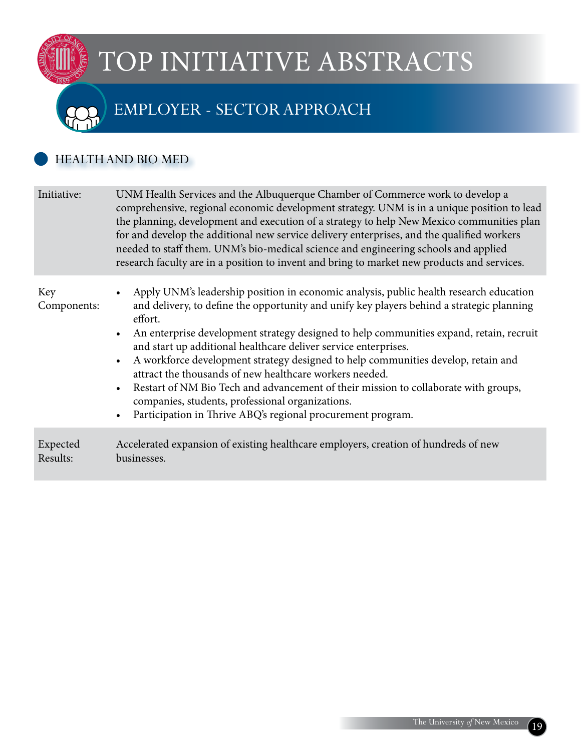# TOP INITIATIVE ABSTRACTS

## EMPLOYER - SECTOR APPROACH

### HEALTH AND BIO MED

| | |
|---|---|
| Initiative: | UNM Health Services and the Albuquerque Chamber of Commerce work to develop a comprehensive, regional economic development strategy. UNM is in a unique position to lead the planning, development and execution of a strategy to help New Mexico communities plan for and develop the additional new service delivery enterprises, and the qualified workers needed to staff them. UNM's bio-medical science and engineering schools and applied research faculty are in a position to invent and bring to market new products and services. |
| Key Components: | • Apply UNM's leadership position in economic analysis, public health research education and delivery, to define the opportunity and unify key players behind a strategic planning effort.<br>• An enterprise development strategy designed to help communities expand, retain, recruit and start up additional healthcare deliver service enterprises.<br>• A workforce development strategy designed to help communities develop, retain and attract the thousands of new healthcare workers needed.<br>• Restart of NM Bio Tech and advancement of their mission to collaborate with groups, companies, students, professional organizations.<br>• Participation in Thrive ABQ's regional procurement program. |
| Expected Results: | Accelerated expansion of existing healthcare employers, creation of hundreds of new businesses. |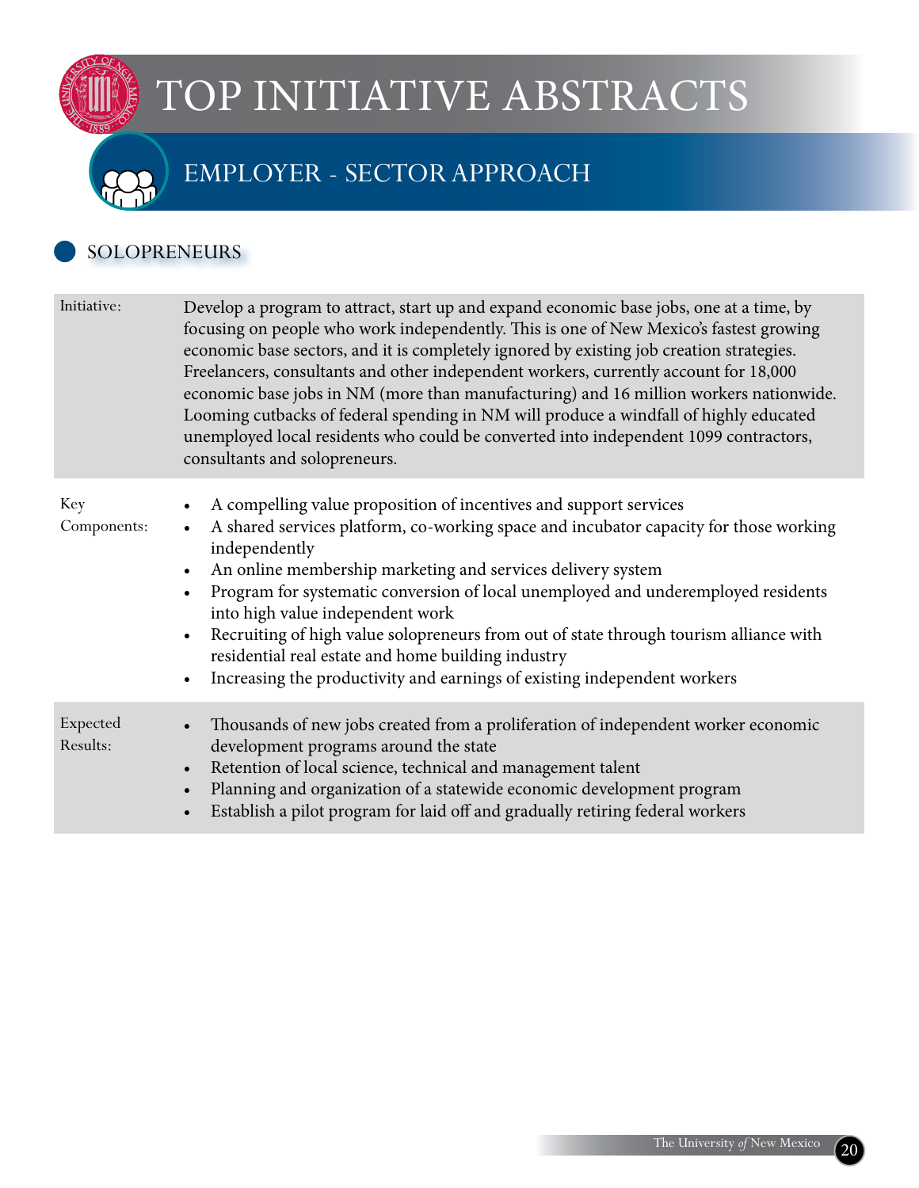# TOP INITIATIVE ABSTRACTS

## EMPLOYER - SECTOR APPROACH

### SOLOPRENEURS

| | |
|---|---|
| Initiative: | Develop a program to attract, start up and expand economic base jobs, one at a time, by focusing on people who work independently. This is one of New Mexico's fastest growing economic base sectors, and it is completely ignored by existing job creation strategies. Freelancers, consultants and other independent workers, currently account for 18,000 economic base jobs in NM (more than manufacturing) and 16 million workers nationwide. Looming cutbacks of federal spending in NM will produce a windfall of highly educated unemployed local residents who could be converted into independent 1099 contractors, consultants and solopreneurs. |
| Key Components: | • A compelling value proposition of incentives and support services<br>• A shared services platform, co-working space and incubator capacity for those working independently<br>• An online membership marketing and services delivery system<br>• Program for systematic conversion of local unemployed and underemployed residents into high value independent work<br>• Recruiting of high value solopreneurs from out of state through tourism alliance with residential real estate and home building industry<br>• Increasing the productivity and earnings of existing independent workers |
| Expected Results: | • Thousands of new jobs created from a proliferation of independent worker economic development programs around the state<br>• Retention of local science, technical and management talent<br>• Planning and organization of a statewide economic development program<br>• Establish a pilot program for laid off and gradually retiring federal workers |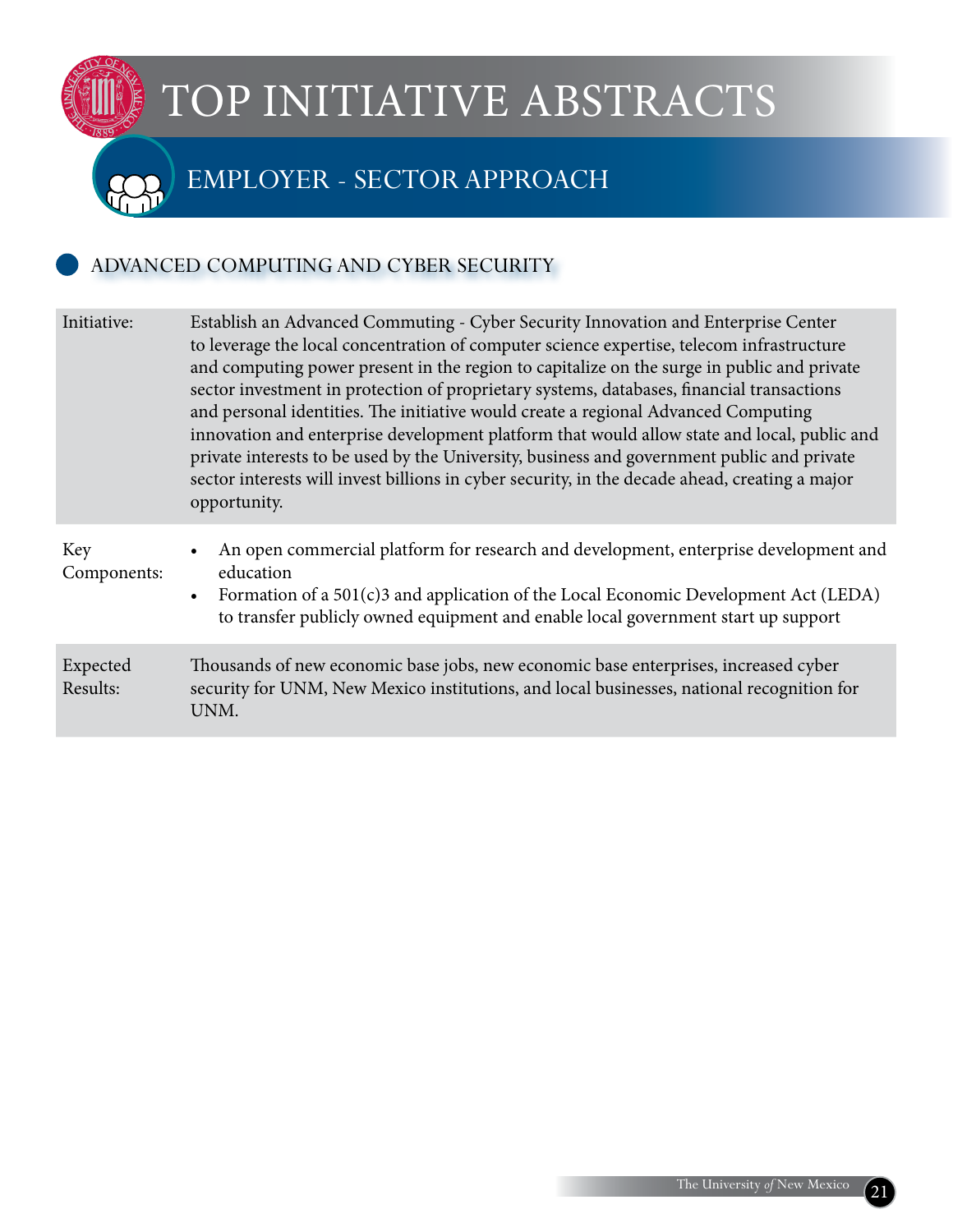# TOP INITIATIVE ABSTRACTS

## EMPLOYER - SECTOR APPROACH

### ADVANCED COMPUTING AND CYBER SECURITY

| | |
|---|---|
| Initiative: | Establish an Advanced Commuting - Cyber Security Innovation and Enterprise Center to leverage the local concentration of computer science expertise, telecom infrastructure and computing power present in the region to capitalize on the surge in public and private sector investment in protection of proprietary systems, databases, financial transactions and personal identities. The initiative would create a regional Advanced Computing innovation and enterprise development platform that would allow state and local, public and private interests to be used by the University, business and government public and private sector interests will invest billions in cyber security, in the decade ahead, creating a major opportunity. |
| Key Components: | • An open commercial platform for research and development, enterprise development and education<br>• Formation of a 501(c)3 and application of the Local Economic Development Act (LEDA) to transfer publicly owned equipment and enable local government start up support |
| Expected Results: | Thousands of new economic base jobs, new economic base enterprises, increased cyber security for UNM, New Mexico institutions, and local businesses, national recognition for UNM. |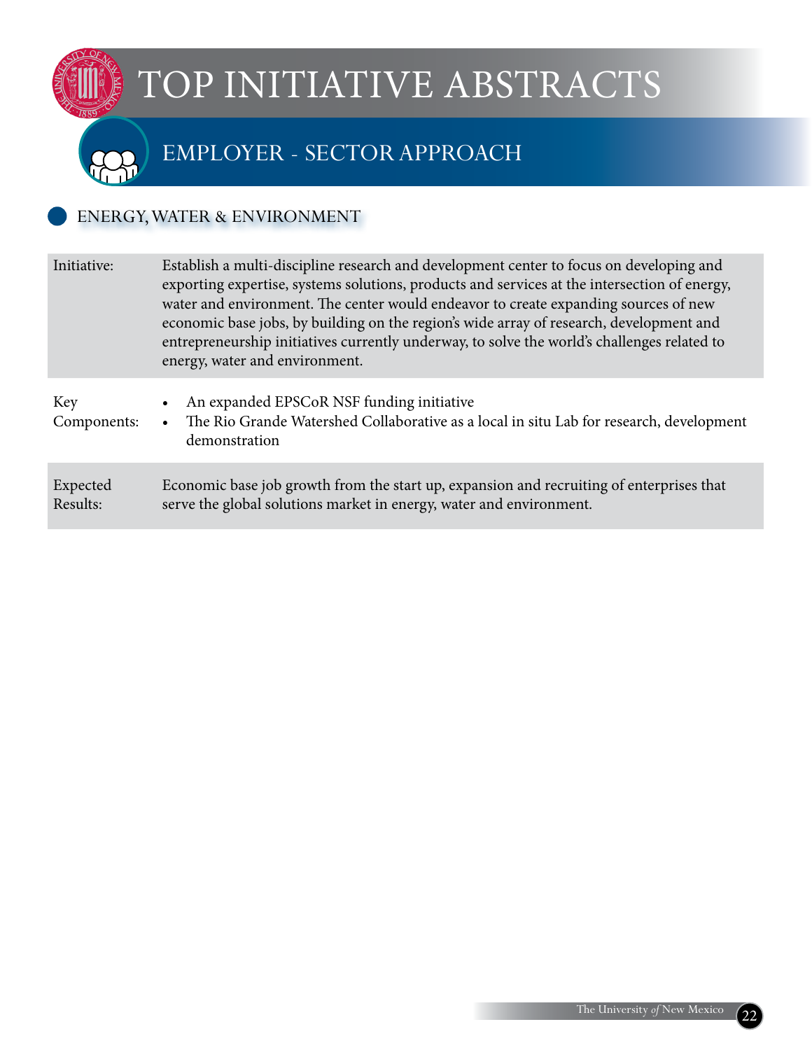# TOP INITIATIVE ABSTRACTS

## EMPLOYER - SECTOR APPROACH

### ENERGY, WATER & ENVIRONMENT

| | |
|---|---|
| Initiative: | Establish a multi-discipline research and development center to focus on developing and exporting expertise, systems solutions, products and services at the intersection of energy, water and environment. The center would endeavor to create expanding sources of new economic base jobs, by building on the region's wide array of research, development and entrepreneurship initiatives currently underway, to solve the world's challenges related to energy, water and environment. |
| Key Components: | • An expanded EPSCoR NSF funding initiative<br>• The Rio Grande Watershed Collaborative as a local in situ Lab for research, development demonstration |
| Expected Results: | Economic base job growth from the start up, expansion and recruiting of enterprises that serve the global solutions market in energy, water and environment. |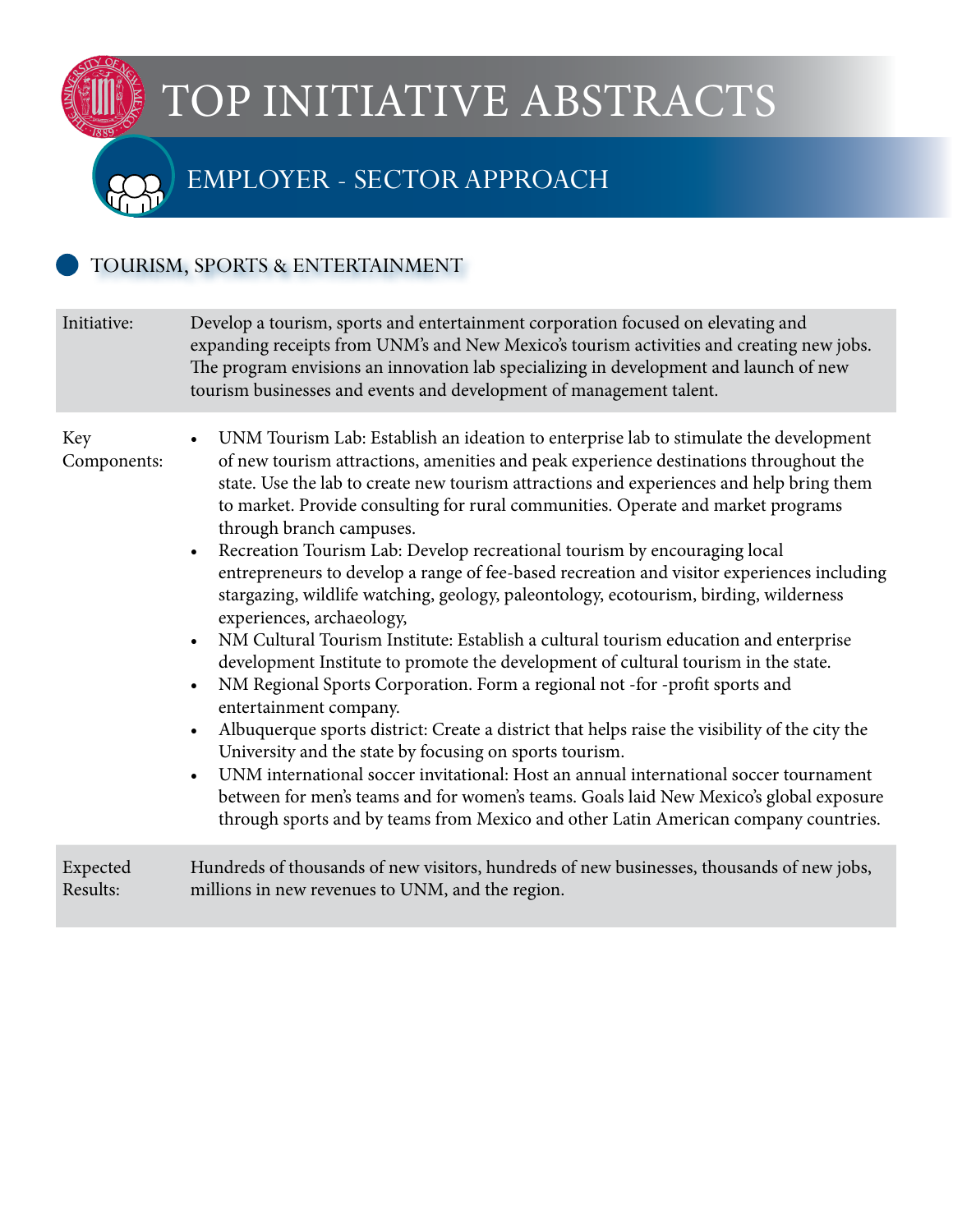# TOP INITIATIVE ABSTRACTS

## EMPLOYER - SECTOR APPROACH

### TOURISM, SPORTS & ENTERTAINMENT

| | |
|---|---|
| Initiative: | Develop a tourism, sports and entertainment corporation focused on elevating and expanding receipts from UNM's and New Mexico's tourism activities and creating new jobs. The program envisions an innovation lab specializing in development and launch of new tourism businesses and events and development of management talent. |
| Key Components: | • UNM Tourism Lab: Establish an ideation to enterprise lab to stimulate the development of new tourism attractions, amenities and peak experience destinations throughout the state. Use the lab to create new tourism attractions and experiences and help bring them to market. Provide consulting for rural communities. Operate and market programs through branch campuses.<br>• Recreation Tourism Lab: Develop recreational tourism by encouraging local entrepreneurs to develop a range of fee-based recreation and visitor experiences including stargazing, wildlife watching, geology, paleontology, ecotourism, birding, wilderness experiences, archaeology,<br>• NM Cultural Tourism Institute: Establish a cultural tourism education and enterprise development Institute to promote the development of cultural tourism in the state.<br>• NM Regional Sports Corporation. Form a regional not -for -profit sports and entertainment company.<br>• Albuquerque sports district: Create a district that helps raise the visibility of the city the University and the state by focusing on sports tourism.<br>• UNM international soccer invitational: Host an annual international soccer tournament between for men's teams and for women's teams. Goals laid New Mexico's global exposure through sports and by teams from Mexico and other Latin American company countries. |
| Expected Results: | Hundreds of thousands of new visitors, hundreds of new businesses, thousands of new jobs, millions in new revenues to UNM, and the region. |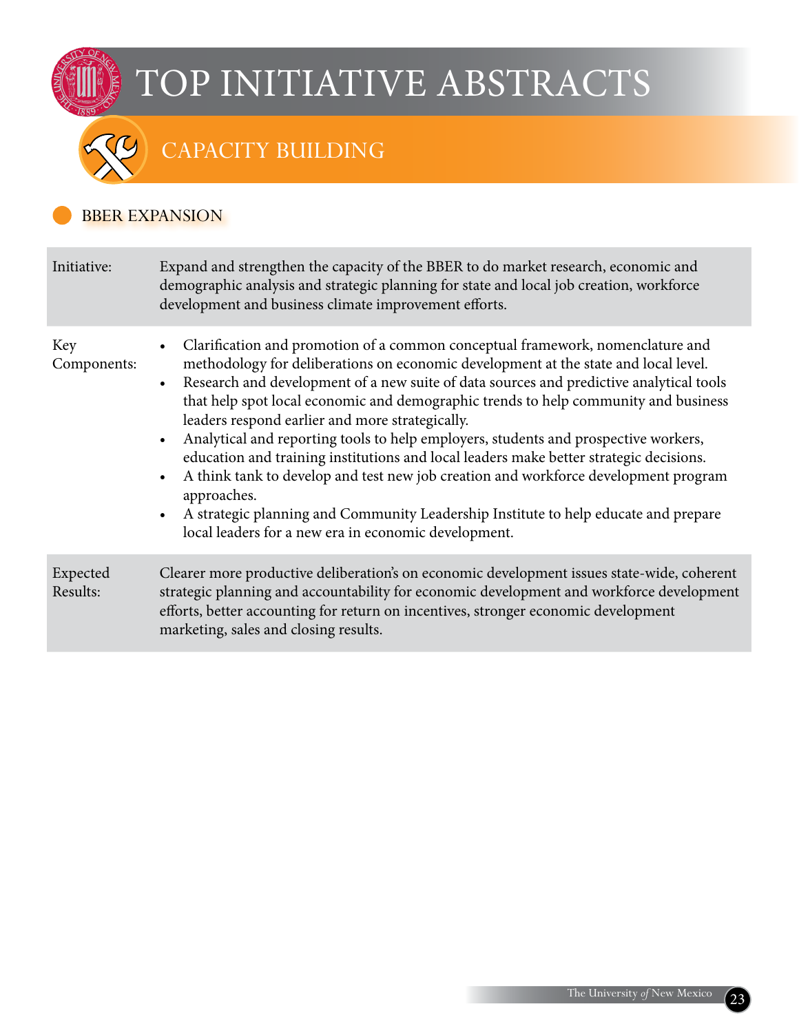# TOP INITIATIVE ABSTRACTS

## CAPACITY BUILDING

### BBER EXPANSION

| | |
|---|---|
| Initiative: | Expand and strengthen the capacity of the BBER to do market research, economic and demographic analysis and strategic planning for state and local job creation, workforce development and business climate improvement efforts. |
| Key Components: | • Clarification and promotion of a common conceptual framework, nomenclature and methodology for deliberations on economic development at the state and local level.<br>• Research and development of a new suite of data sources and predictive analytical tools that help spot local economic and demographic trends to help community and business leaders respond earlier and more strategically.<br>• Analytical and reporting tools to help employers, students and prospective workers, education and training institutions and local leaders make better strategic decisions.<br>• A think tank to develop and test new job creation and workforce development program approaches.<br>• A strategic planning and Community Leadership Institute to help educate and prepare local leaders for a new era in economic development. |
| Expected Results: | Clearer more productive deliberation's on economic development issues state-wide, coherent strategic planning and accountability for economic development and workforce development efforts, better accounting for return on incentives, stronger economic development marketing, sales and closing results. |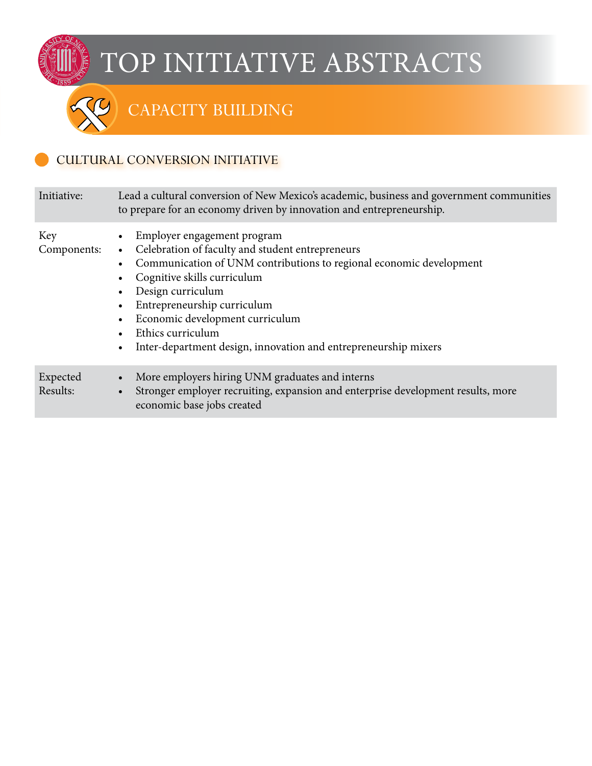# TOP INITIATIVE ABSTRACTS

## CAPACITY BUILDING

### CULTURAL CONVERSION INITIATIVE

| | |
|---|---|
| Initiative: | Lead a cultural conversion of New Mexico's academic, business and government communities to prepare for an economy driven by innovation and entrepreneurship. |
| Key Components: | • Employer engagement program<br>• Celebration of faculty and student entrepreneurs<br>• Communication of UNM contributions to regional economic development<br>• Cognitive skills curriculum<br>• Design curriculum<br>• Entrepreneurship curriculum<br>• Economic development curriculum<br>• Ethics curriculum<br>• Inter-department design, innovation and entrepreneurship mixers |
| Expected Results: | • More employers hiring UNM graduates and interns<br>• Stronger employer recruiting, expansion and enterprise development results, more economic base jobs created |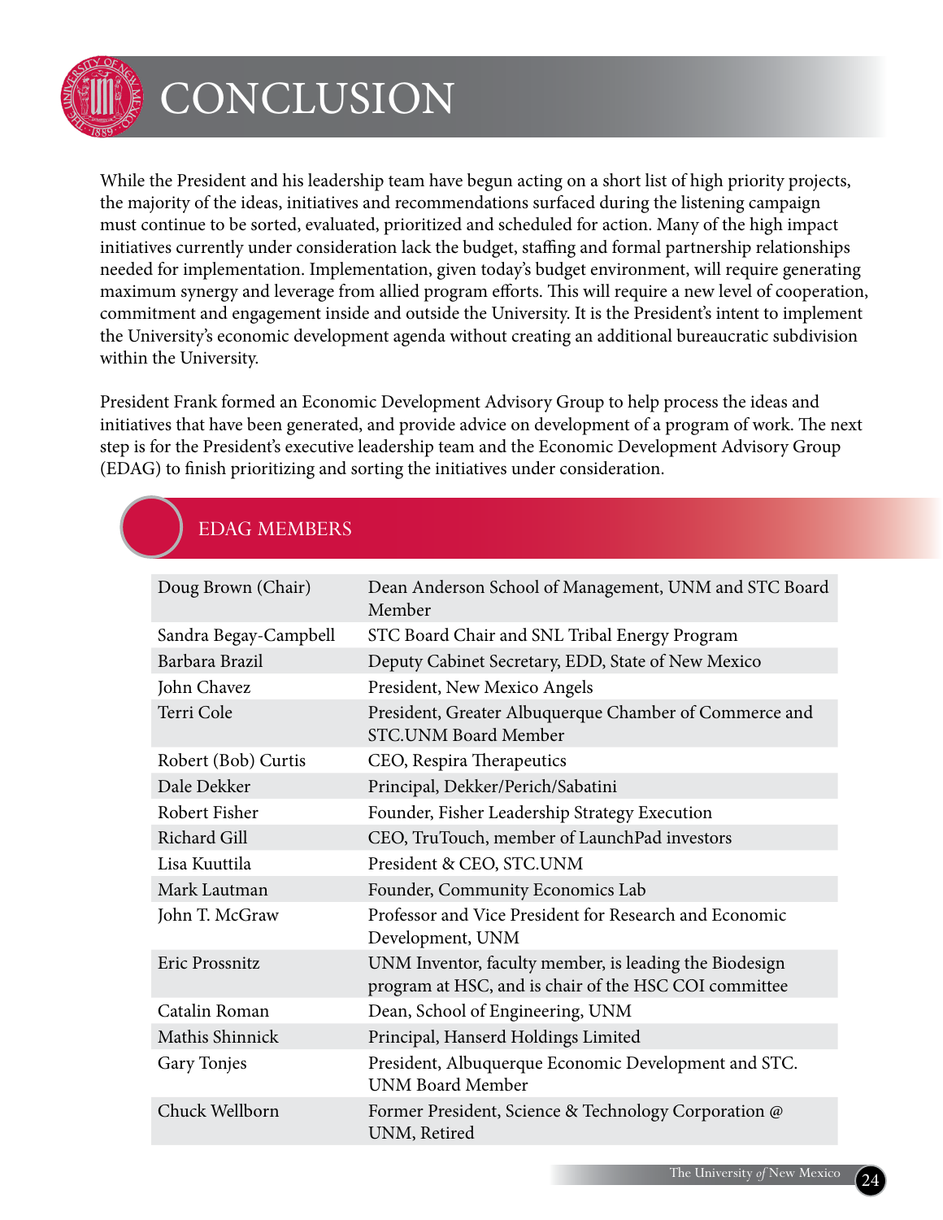# CONCLUSION

While the President and his leadership team have begun acting on a short list of high priority projects, the majority of the ideas, initiatives and recommendations surfaced during the listening campaign must continue to be sorted, evaluated, prioritized and scheduled for action. Many of the high impact initiatives currently under consideration lack the budget, staffing and formal partnership relationships needed for implementation. Implementation, given today's budget environment, will require generating maximum synergy and leverage from allied program efforts. This will require a new level of cooperation, commitment and engagement inside and outside the University. It is the President's intent to implement the University's economic development agenda without creating an additional bureaucratic subdivision within the University.

President Frank formed an Economic Development Advisory Group to help process the ideas and initiatives that have been generated, and provide advice on development of a program of work. The next step is for the President's executive leadership team and the Economic Development Advisory Group (EDAG) to finish prioritizing and sorting the initiatives under consideration.

## EDAG MEMBERS

| Name | Affiliation |
|---|---|
| Doug Brown (Chair) | Dean Anderson School of Management, UNM and STC Board Member |
| Sandra Begay-Campbell | STC Board Chair and SNL Tribal Energy Program |
| Barbara Brazil | Deputy Cabinet Secretary, EDD, State of New Mexico |
| John Chavez | President, New Mexico Angels |
| Terri Cole | President, Greater Albuquerque Chamber of Commerce and STC.UNM Board Member |
| Robert (Bob) Curtis | CEO, Respira Therapeutics |
| Dale Dekker | Principal, Dekker/Perich/Sabatini |
| Robert Fisher | Founder, Fisher Leadership Strategy Execution |
| Richard Gill | CEO, TruTouch, member of LaunchPad investors |
| Lisa Kuuttila | President & CEO, STC.UNM |
| Mark Lautman | Founder, Community Economics Lab |
| John T. McGraw | Professor and Vice President for Research and Economic Development, UNM |
| Eric Prossnitz | UNM Inventor, faculty member, is leading the Biodesign program at HSC, and is chair of the HSC COI committee |
| Catalin Roman | Dean, School of Engineering, UNM |
| Mathis Shinnick | Principal, Hanserd Holdings Limited |
| Gary Tonjes | President, Albuquerque Economic Development and STC. UNM Board Member |
| Chuck Wellborn | Former President, Science & Technology Corporation @ UNM, Retired |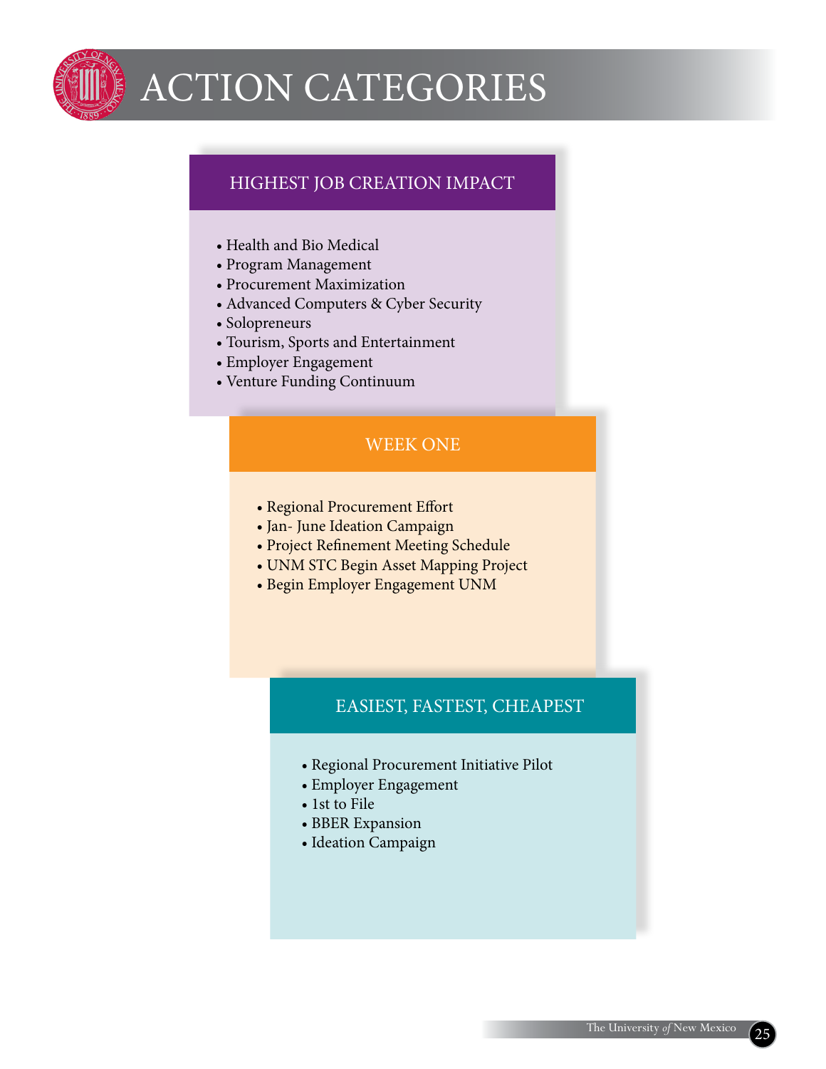# ACTION CATEGORIES

## HIGHEST JOB CREATION IMPACT

- Health and Bio Medical
- Program Management
- Procurement Maximization
- Advanced Computers & Cyber Security
- Solopreneurs
- Tourism, Sports and Entertainment
- Employer Engagement
- Venture Funding Continuum

## WEEK ONE

- Regional Procurement Effort
- Jan- June Ideation Campaign
- Project Refinement Meeting Schedule
- UNM STC Begin Asset Mapping Project
- Begin Employer Engagement UNM

## EASIEST, FASTEST, CHEAPEST

- Regional Procurement Initiative Pilot
- Employer Engagement
- 1st to File
- BBER Expansion
- Ideation Campaign